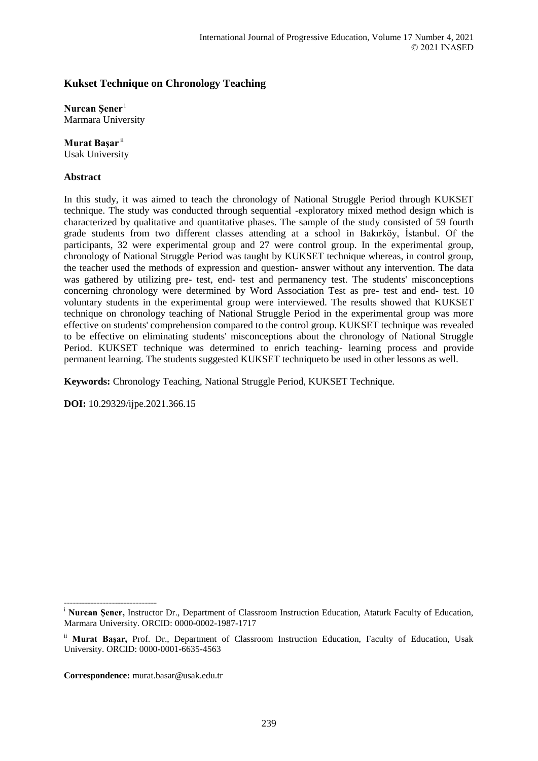# Kukset Technique on Chronology Teaching

**Nurcan Şener** [i]
Marmara University

**Murat Başar** [ii]
Usak University

## Abstract

In this study, it was aimed to teach the chronology of National Struggle Period through KUKSET technique. The study was conducted through sequential -exploratory mixed method design which is characterized by qualitative and quantitative phases. The sample of the study consisted of 59 fourth grade students from two different classes attending at a school in Bakırköy, İstanbul. Of the participants, 32 were experimental group and 27 were control group. In the experimental group, chronology of National Struggle Period was taught by KUKSET technique whereas, in control group, the teacher used the methods of expression and question- answer without any intervention. The data was gathered by utilizing pre- test, end- test and permanency test. The students' misconceptions concerning chronology were determined by Word Association Test as pre- test and end- test. 10 voluntary students in the experimental group were interviewed. The results showed that KUKSET technique on chronology teaching of National Struggle Period in the experimental group was more effective on students' comprehension compared to the control group. KUKSET technique was revealed to be effective on eliminating students' misconceptions about the chronology of National Struggle Period. KUKSET technique was determined to enrich teaching- learning process and provide permanent learning. The students suggested KUKSET techniqueto be used in other lessons as well.

**Keywords:** Chronology Teaching, National Struggle Period, KUKSET Technique.

**DOI:** 10.29329/ijpe.2021.366.15

-------------------------------

[i] **Nurcan Şener,** Instructor Dr., Department of Classroom Instruction Education, Ataturk Faculty of Education, Marmara University. ORCID: 0000-0002-1987-1717

[ii] **Murat Başar,** Prof. Dr., Department of Classroom Instruction Education, Faculty of Education, Usak University. ORCID: 0000-0001-6635-4563

**Correspondence:** murat.basar@usak.edu.tr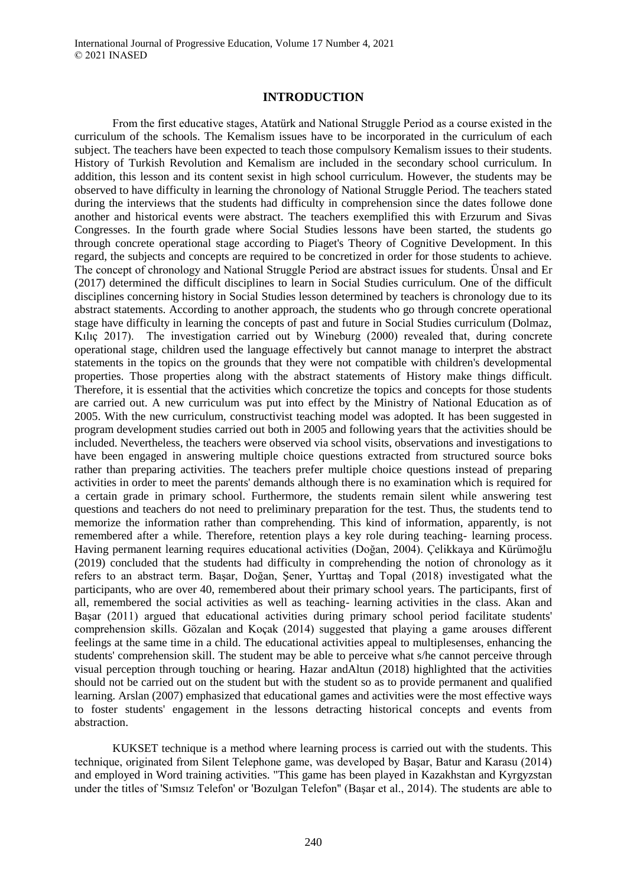## INTRODUCTION

From the first educative stages, Atatürk and National Struggle Period as a course existed in the curriculum of the schools. The Kemalism issues have to be incorporated in the curriculum of each subject. The teachers have been expected to teach those compulsory Kemalism issues to their students. History of Turkish Revolution and Kemalism are included in the secondary school curriculum. In addition, this lesson and its content sexist in high school curriculum. However, the students may be observed to have difficulty in learning the chronology of National Struggle Period. The teachers stated during the interviews that the students had difficulty in comprehension since the dates followe done another and historical events were abstract. The teachers exemplified this with Erzurum and Sivas Congresses. In the fourth grade where Social Studies lessons have been started, the students go through concrete operational stage according to Piaget's Theory of Cognitive Development. In this regard, the subjects and concepts are required to be concretized in order for those students to achieve. The concept of chronology and National Struggle Period are abstract issues for students. Ünsal and Er (2017) determined the difficult disciplines to learn in Social Studies curriculum. One of the difficult disciplines concerning history in Social Studies lesson determined by teachers is chronology due to its abstract statements. According to another approach, the students who go through concrete operational stage have difficulty in learning the concepts of past and future in Social Studies curriculum (Dolmaz, Kılıç 2017). The investigation carried out by Wineburg (2000) revealed that, during concrete operational stage, children used the language effectively but cannot manage to interpret the abstract statements in the topics on the grounds that they were not compatible with children's developmental properties. Those properties along with the abstract statements of History make things difficult. Therefore, it is essential that the activities which concretize the topics and concepts for those students are carried out. A new curriculum was put into effect by the Ministry of National Education as of 2005. With the new curriculum, constructivist teaching model was adopted. It has been suggested in program development studies carried out both in 2005 and following years that the activities should be included. Nevertheless, the teachers were observed via school visits, observations and investigations to have been engaged in answering multiple choice questions extracted from structured source boks rather than preparing activities. The teachers prefer multiple choice questions instead of preparing activities in order to meet the parents' demands although there is no examination which is required for a certain grade in primary school. Furthermore, the students remain silent while answering test questions and teachers do not need to preliminary preparation for the test. Thus, the students tend to memorize the information rather than comprehending. This kind of information, apparently, is not remembered after a while. Therefore, retention plays a key role during teaching- learning process. Having permanent learning requires educational activities (Doğan, 2004). Çelikkaya and Kürümoğlu (2019) concluded that the students had difficulty in comprehending the notion of chronology as it refers to an abstract term. Başar, Doğan, Şener, Yurttaş and Topal (2018) investigated what the participants, who are over 40, remembered about their primary school years. The participants, first of all, remembered the social activities as well as teaching- learning activities in the class. Akan and Başar (2011) argued that educational activities during primary school period facilitate students' comprehension skills. Gözalan and Koçak (2014) suggested that playing a game arouses different feelings at the same time in a child. The educational activities appeal to multiplesenses, enhancing the students' comprehension skill. The student may be able to perceive what s/he cannot perceive through visual perception through touching or hearing. Hazar andAltun (2018) highlighted that the activities should not be carried out on the student but with the student so as to provide permanent and qualified learning. Arslan (2007) emphasized that educational games and activities were the most effective ways to foster students' engagement in the lessons detracting historical concepts and events from abstraction.

KUKSET technique is a method where learning process is carried out with the students. This technique, originated from Silent Telephone game, was developed by Başar, Batur and Karasu (2014) and employed in Word training activities. "This game has been played in Kazakhstan and Kyrgyzstan under the titles of 'Sımsız Telefon' or 'Bozulgan Telefon'' (Başar et al., 2014). The students are able to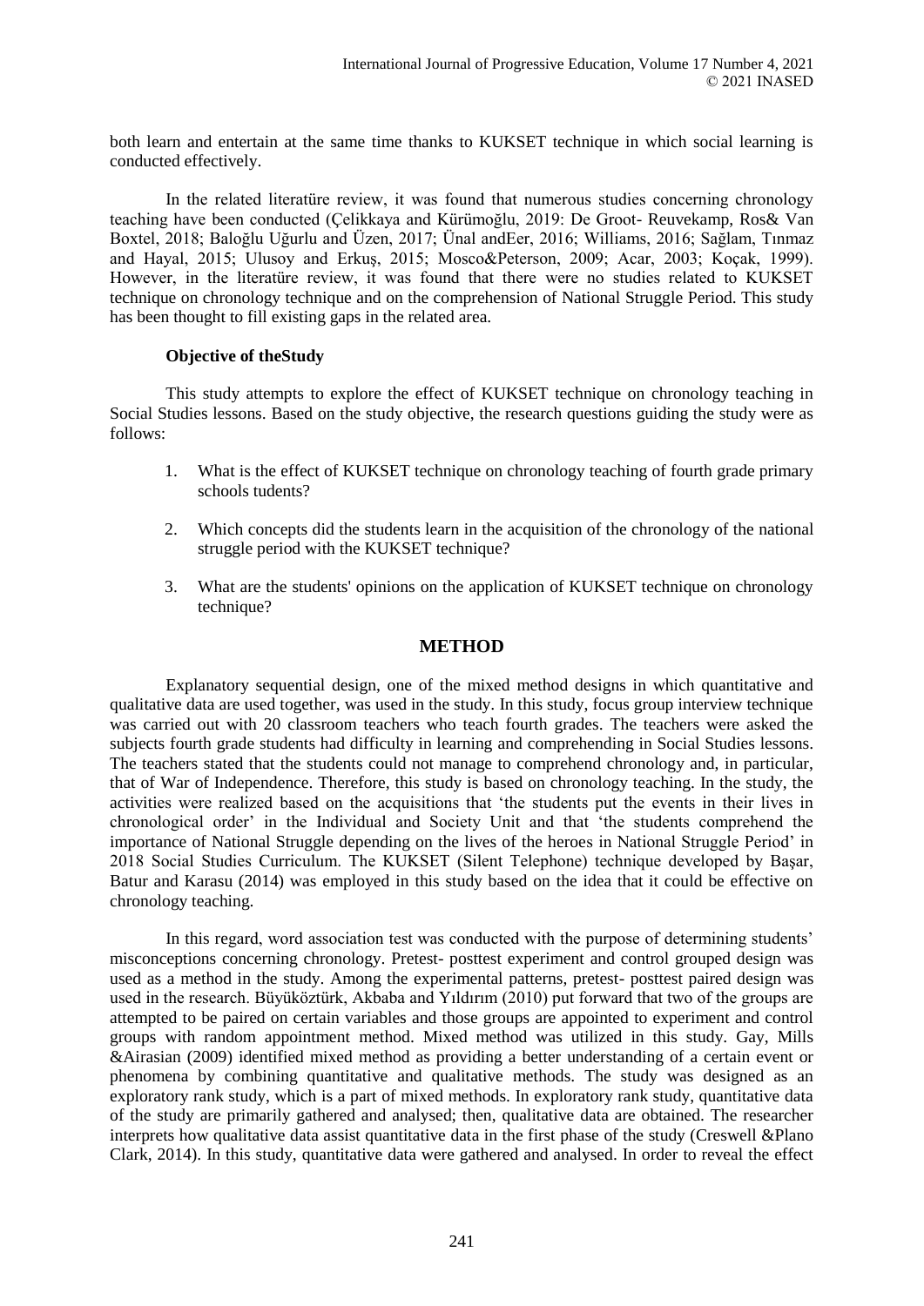both learn and entertain at the same time thanks to KUKSET technique in which social learning is conducted effectively.

In the related literatüre review, it was found that numerous studies concerning chronology teaching have been conducted (Çelikkaya and Kürümoğlu, 2019: De Groot- Reuvekamp, Ros& Van Boxtel, 2018; Baloğlu Uğurlu and Üzen, 2017; Ünal andEer, 2016; Williams, 2016; Sağlam, Tınmaz and Hayal, 2015; Ulusoy and Erkuş, 2015; Mosco&Peterson, 2009; Acar, 2003; Koçak, 1999). However, in the literatüre review, it was found that there were no studies related to KUKSET technique on chronology technique and on the comprehension of National Struggle Period. This study has been thought to fill existing gaps in the related area.

### Objective of theStudy

This study attempts to explore the effect of KUKSET technique on chronology teaching in Social Studies lessons. Based on the study objective, the research questions guiding the study were as follows:

1. What is the effect of KUKSET technique on chronology teaching of fourth grade primary schools tudents?
2. Which concepts did the students learn in the acquisition of the chronology of the national struggle period with the KUKSET technique?
3. What are the students' opinions on the application of KUKSET technique on chronology technique?

## METHOD

Explanatory sequential design, one of the mixed method designs in which quantitative and qualitative data are used together, was used in the study. In this study, focus group interview technique was carried out with 20 classroom teachers who teach fourth grades. The teachers were asked the subjects fourth grade students had difficulty in learning and comprehending in Social Studies lessons. The teachers stated that the students could not manage to comprehend chronology and, in particular, that of War of Independence. Therefore, this study is based on chronology teaching. In the study, the activities were realized based on the acquisitions that 'the students put the events in their lives in chronological order' in the Individual and Society Unit and that 'the students comprehend the importance of National Struggle depending on the lives of the heroes in National Struggle Period' in 2018 Social Studies Curriculum. The KUKSET (Silent Telephone) technique developed by Başar, Batur and Karasu (2014) was employed in this study based on the idea that it could be effective on chronology teaching.

In this regard, word association test was conducted with the purpose of determining students' misconceptions concerning chronology. Pretest- posttest experiment and control grouped design was used as a method in the study. Among the experimental patterns, pretest- posttest paired design was used in the research. Büyüköztürk, Akbaba and Yıldırım (2010) put forward that two of the groups are attempted to be paired on certain variables and those groups are appointed to experiment and control groups with random appointment method. Mixed method was utilized in this study. Gay, Mills &Airasian (2009) identified mixed method as providing a better understanding of a certain event or phenomena by combining quantitative and qualitative methods. The study was designed as an exploratory rank study, which is a part of mixed methods. In exploratory rank study, quantitative data of the study are primarily gathered and analysed; then, qualitative data are obtained. The researcher interprets how qualitative data assist quantitative data in the first phase of the study (Creswell &Plano Clark, 2014). In this study, quantitative data were gathered and analysed. In order to reveal the effect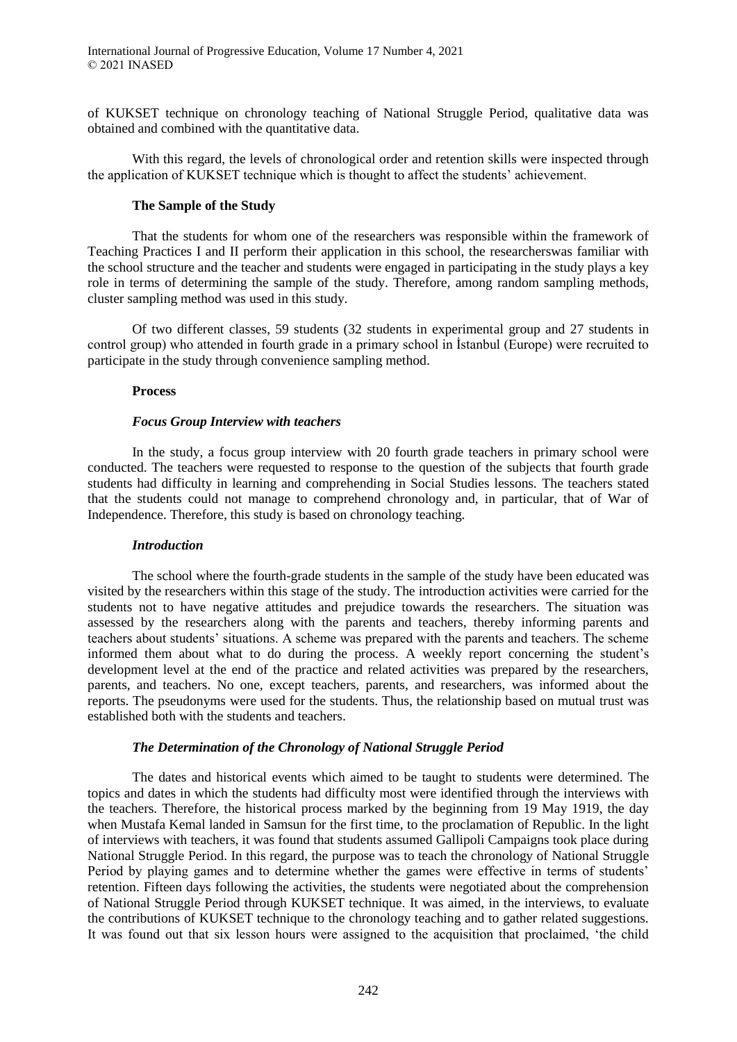of KUKSET technique on chronology teaching of National Struggle Period, qualitative data was obtained and combined with the quantitative data.

With this regard, the levels of chronological order and retention skills were inspected through the application of KUKSET technique which is thought to affect the students' achievement.

### The Sample of the Study

That the students for whom one of the researchers was responsible within the framework of Teaching Practices I and II perform their application in this school, the researcherswas familiar with the school structure and the teacher and students were engaged in participating in the study plays a key role in terms of determining the sample of the study. Therefore, among random sampling methods, cluster sampling method was used in this study.

Of two different classes, 59 students (32 students in experimental group and 27 students in control group) who attended in fourth grade in a primary school in İstanbul (Europe) were recruited to participate in the study through convenience sampling method.

### Process

#### *Focus Group Interview with teachers*

In the study, a focus group interview with 20 fourth grade teachers in primary school were conducted. The teachers were requested to response to the question of the subjects that fourth grade students had difficulty in learning and comprehending in Social Studies lessons. The teachers stated that the students could not manage to comprehend chronology and, in particular, that of War of Independence. Therefore, this study is based on chronology teaching.

#### *Introduction*

The school where the fourth-grade students in the sample of the study have been educated was visited by the researchers within this stage of the study. The introduction activities were carried for the students not to have negative attitudes and prejudice towards the researchers. The situation was assessed by the researchers along with the parents and teachers, thereby informing parents and teachers about students' situations. A scheme was prepared with the parents and teachers. The scheme informed them about what to do during the process. A weekly report concerning the student's development level at the end of the practice and related activities was prepared by the researchers, parents, and teachers. No one, except teachers, parents, and researchers, was informed about the reports. The pseudonyms were used for the students. Thus, the relationship based on mutual trust was established both with the students and teachers.

#### *The Determination of the Chronology of National Struggle Period*

The dates and historical events which aimed to be taught to students were determined. The topics and dates in which the students had difficulty most were identified through the interviews with the teachers. Therefore, the historical process marked by the beginning from 19 May 1919, the day when Mustafa Kemal landed in Samsun for the first time, to the proclamation of Republic. In the light of interviews with teachers, it was found that students assumed Gallipoli Campaigns took place during National Struggle Period. In this regard, the purpose was to teach the chronology of National Struggle Period by playing games and to determine whether the games were effective in terms of students' retention. Fifteen days following the activities, the students were negotiated about the comprehension of National Struggle Period through KUKSET technique. It was aimed, in the interviews, to evaluate the contributions of KUKSET technique to the chronology teaching and to gather related suggestions. It was found out that six lesson hours were assigned to the acquisition that proclaimed, 'the child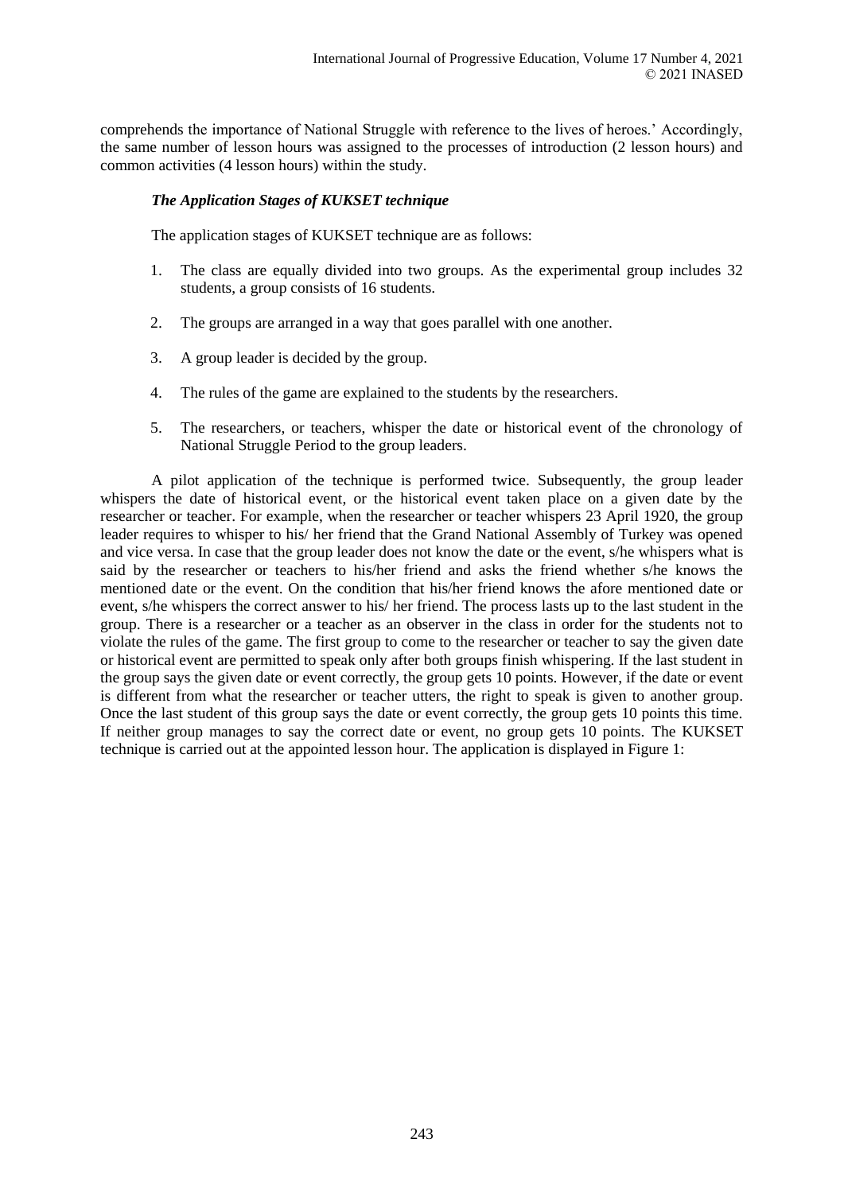comprehends the importance of National Struggle with reference to the lives of heroes.' Accordingly, the same number of lesson hours was assigned to the processes of introduction (2 lesson hours) and common activities (4 lesson hours) within the study.

### *The Application Stages of KUKSET technique*

The application stages of KUKSET technique are as follows:

1. The class are equally divided into two groups. As the experimental group includes 32 students, a group consists of 16 students.

2. The groups are arranged in a way that goes parallel with one another.

3. A group leader is decided by the group.

4. The rules of the game are explained to the students by the researchers.

5. The researchers, or teachers, whisper the date or historical event of the chronology of National Struggle Period to the group leaders.

A pilot application of the technique is performed twice. Subsequently, the group leader whispers the date of historical event, or the historical event taken place on a given date by the researcher or teacher. For example, when the researcher or teacher whispers 23 April 1920, the group leader requires to whisper to his/ her friend that the Grand National Assembly of Turkey was opened and vice versa. In case that the group leader does not know the date or the event, s/he whispers what is said by the researcher or teachers to his/her friend and asks the friend whether s/he knows the mentioned date or the event. On the condition that his/her friend knows the afore mentioned date or event, s/he whispers the correct answer to his/ her friend. The process lasts up to the last student in the group. There is a researcher or a teacher as an observer in the class in order for the students not to violate the rules of the game. The first group to come to the researcher or teacher to say the given date or historical event are permitted to speak only after both groups finish whispering. If the last student in the group says the given date or event correctly, the group gets 10 points. However, if the date or event is different from what the researcher or teacher utters, the right to speak is given to another group. Once the last student of this group says the date or event correctly, the group gets 10 points this time. If neither group manages to say the correct date or event, no group gets 10 points. The KUKSET technique is carried out at the appointed lesson hour. The application is displayed in Figure 1: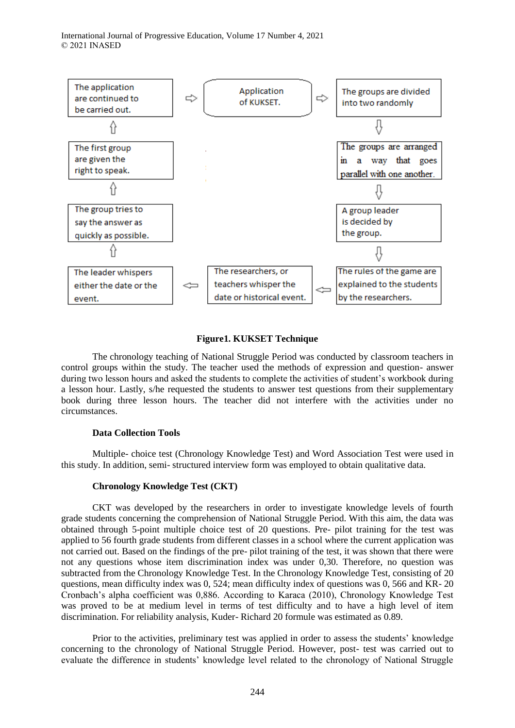The application are continued to be carried out.

Application of KUKSET.

The groups are divided into two randomly

The first group are given the right to speak.

The groups are arranged in a way that goes parallel with one another.

The group tries to say the answer as quickly as possible.

A group leader is decided by the group.

The leader whispers either the date or the event.

The researchers, or teachers whisper the date or historical event.

The rules of the game are explained to the students by the researchers.

**Figure1. KUKSET Technique**

The chronology teaching of National Struggle Period was conducted by classroom teachers in control groups within the study. The teacher used the methods of expression and question- answer during two lesson hours and asked the students to complete the activities of student's workbook during a lesson hour. Lastly, s/he requested the students to answer test questions from their supplementary book during three lesson hours. The teacher did not interfere with the activities under no circumstances.

### Data Collection Tools

Multiple- choice test (Chronology Knowledge Test) and Word Association Test were used in this study. In addition, semi- structured interview form was employed to obtain qualitative data.

### Chronology Knowledge Test (CKT)

CKT was developed by the researchers in order to investigate knowledge levels of fourth grade students concerning the comprehension of National Struggle Period. With this aim, the data was obtained through 5-point multiple choice test of 20 questions. Pre- pilot training for the test was applied to 56 fourth grade students from different classes in a school where the current application was not carried out. Based on the findings of the pre- pilot training of the test, it was shown that there were not any questions whose item discrimination index was under 0,30. Therefore, no question was subtracted from the Chronology Knowledge Test. In the Chronology Knowledge Test, consisting of 20 questions, mean difficulty index was 0, 524; mean difficulty index of questions was 0, 566 and KR- 20 Cronbach's alpha coefficient was 0,886. According to Karaca (2010), Chronology Knowledge Test was proved to be at medium level in terms of test difficulty and to have a high level of item discrimination. For reliability analysis, Kuder- Richard 20 formule was estimated as 0.89.

Prior to the activities, preliminary test was applied in order to assess the students' knowledge concerning to the chronology of National Struggle Period. However, post- test was carried out to evaluate the difference in students' knowledge level related to the chronology of National Struggle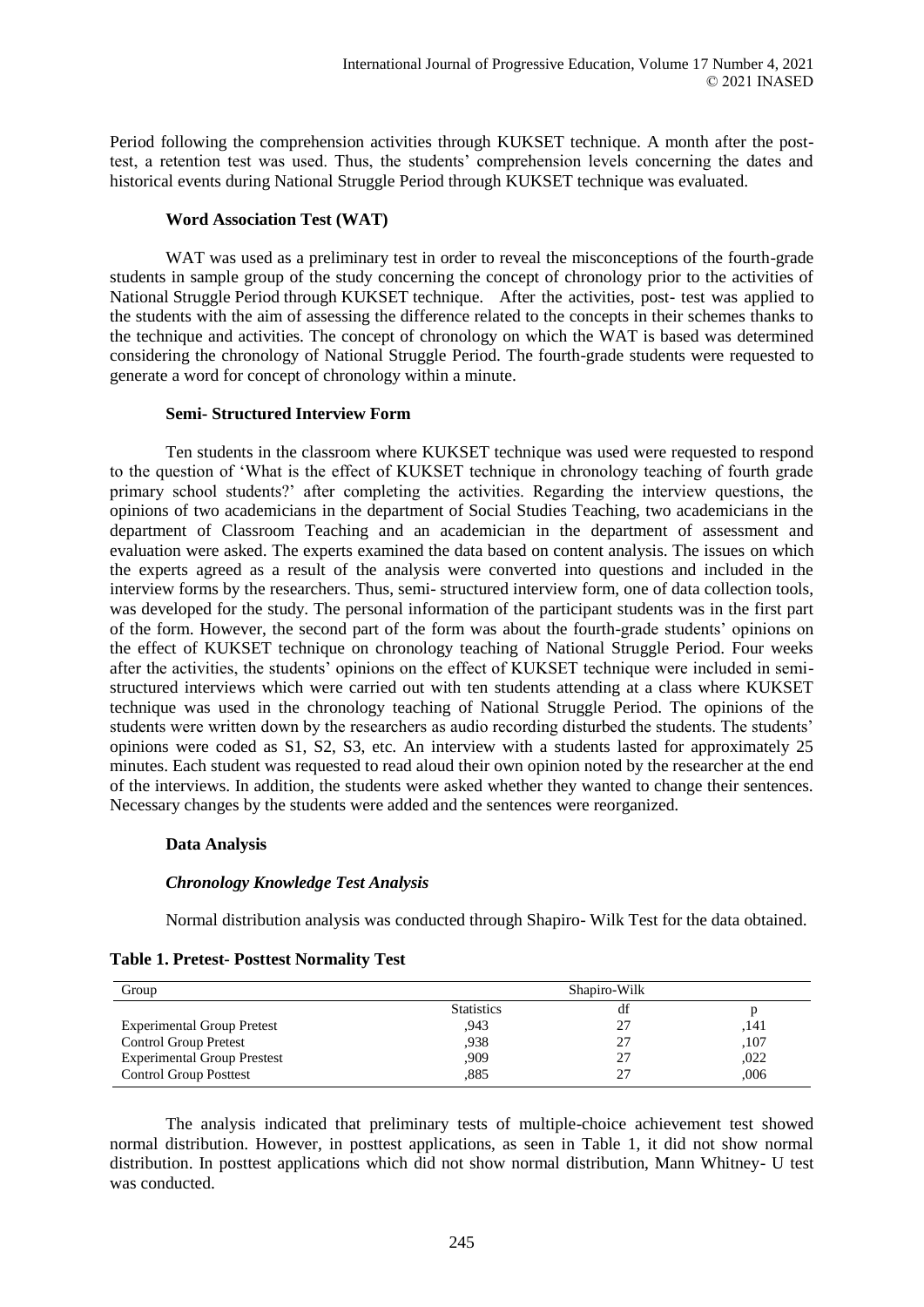Period following the comprehension activities through KUKSET technique. A month after the post-test, a retention test was used. Thus, the students' comprehension levels concerning the dates and historical events during National Struggle Period through KUKSET technique was evaluated.

### Word Association Test (WAT)

WAT was used as a preliminary test in order to reveal the misconceptions of the fourth-grade students in sample group of the study concerning the concept of chronology prior to the activities of National Struggle Period through KUKSET technique. After the activities, post- test was applied to the students with the aim of assessing the difference related to the concepts in their schemes thanks to the technique and activities. The concept of chronology on which the WAT is based was determined considering the chronology of National Struggle Period. The fourth-grade students were requested to generate a word for concept of chronology within a minute.

### Semi- Structured Interview Form

Ten students in the classroom where KUKSET technique was used were requested to respond to the question of 'What is the effect of KUKSET technique in chronology teaching of fourth grade primary school students?' after completing the activities. Regarding the interview questions, the opinions of two academicians in the department of Social Studies Teaching, two academicians in the department of Classroom Teaching and an academician in the department of assessment and evaluation were asked. The experts examined the data based on content analysis. The issues on which the experts agreed as a result of the analysis were converted into questions and included in the interview forms by the researchers. Thus, semi- structured interview form, one of data collection tools, was developed for the study. The personal information of the participant students was in the first part of the form. However, the second part of the form was about the fourth-grade students' opinions on the effect of KUKSET technique on chronology teaching of National Struggle Period. Four weeks after the activities, the students' opinions on the effect of KUKSET technique were included in semi-structured interviews which were carried out with ten students attending at a class where KUKSET technique was used in the chronology teaching of National Struggle Period. The opinions of the students were written down by the researchers as audio recording disturbed the students. The students' opinions were coded as S1, S2, S3, etc. An interview with a students lasted for approximately 25 minutes. Each student was requested to read aloud their own opinion noted by the researcher at the end of the interviews. In addition, the students were asked whether they wanted to change their sentences. Necessary changes by the students were added and the sentences were reorganized.

### Data Analysis

#### *Chronology Knowledge Test Analysis*

Normal distribution analysis was conducted through Shapiro- Wilk Test for the data obtained.

**Table 1. Pretest- Posttest Normality Test**

| Group | Shapiro-Wilk | | |
|---|---|---|---|
| | Statistics | df | p |
| Experimental Group Pretest | ,943 | 27 | ,141 |
| Control Group Pretest | ,938 | 27 | ,107 |
| Experimental Group Prestest | ,909 | 27 | ,022 |
| Control Group Posttest | ,885 | 27 | ,006 |

The analysis indicated that preliminary tests of multiple-choice achievement test showed normal distribution. However, in posttest applications, as seen in Table 1, it did not show normal distribution. In posttest applications which did not show normal distribution, Mann Whitney- U test was conducted.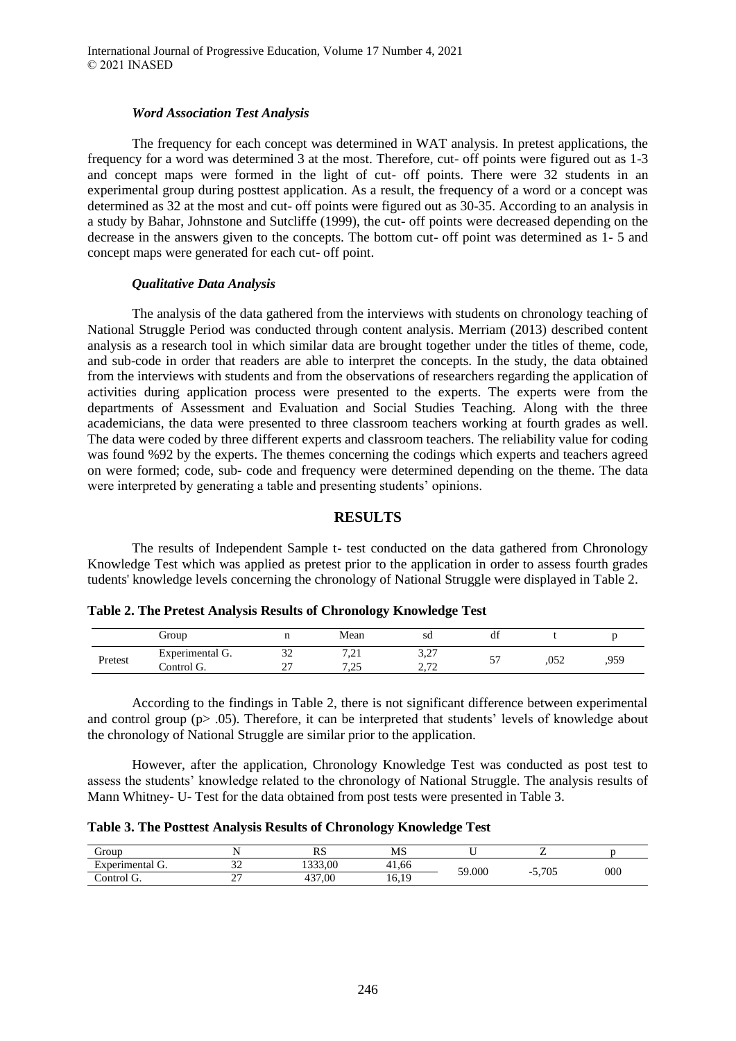### *Word Association Test Analysis*

The frequency for each concept was determined in WAT analysis. In pretest applications, the frequency for a word was determined 3 at the most. Therefore, cut- off points were figured out as 1-3 and concept maps were formed in the light of cut- off points. There were 32 students in an experimental group during posttest application. As a result, the frequency of a word or a concept was determined as 32 at the most and cut- off points were figured out as 30-35. According to an analysis in a study by Bahar, Johnstone and Sutcliffe (1999), the cut- off points were decreased depending on the decrease in the answers given to the concepts. The bottom cut- off point was determined as 1- 5 and concept maps were generated for each cut- off point.

### *Qualitative Data Analysis*

The analysis of the data gathered from the interviews with students on chronology teaching of National Struggle Period was conducted through content analysis. Merriam (2013) described content analysis as a research tool in which similar data are brought together under the titles of theme, code, and sub-code in order that readers are able to interpret the concepts. In the study, the data obtained from the interviews with students and from the observations of researchers regarding the application of activities during application process were presented to the experts. The experts were from the departments of Assessment and Evaluation and Social Studies Teaching. Along with the three academicians, the data were presented to three classroom teachers working at fourth grades as well. The data were coded by three different experts and classroom teachers. The reliability value for coding was found %92 by the experts. The themes concerning the codings which experts and teachers agreed on were formed; code, sub- code and frequency were determined depending on the theme. The data were interpreted by generating a table and presenting students' opinions.

## RESULTS

The results of Independent Sample t- test conducted on the data gathered from Chronology Knowledge Test which was applied as pretest prior to the application in order to assess fourth grades tudents' knowledge levels concerning the chronology of National Struggle were displayed in Table 2.

**Table 2. The Pretest Analysis Results of Chronology Knowledge Test**

| | Group | n | Mean | sd | df | t | p |
|---|---|---|---|---|---|---|---|
| Pretest | Experimental G. | 32 | 7,21 | 3,27 | 57 | ,052 | ,959 |
| | Control G. | 27 | 7,25 | 2,72 | | | |

According to the findings in Table 2, there is not significant difference between experimental and control group ($p > .05$). Therefore, it can be interpreted that students' levels of knowledge about the chronology of National Struggle are similar prior to the application.

However, after the application, Chronology Knowledge Test was conducted as post test to assess the students' knowledge related to the chronology of National Struggle. The analysis results of Mann Whitney- U- Test for the data obtained from post tests were presented in Table 3.

**Table 3. The Posttest Analysis Results of Chronology Knowledge Test**

| Group | N | RS | MS | U | Z | p |
|---|---|---|---|---|---|---|
| Experimental G. | 32 | 1333,00 | 41,66 | 59.000 | -5,705 | 000 |
| Control G. | 27 | 437,00 | 16,19 | | | |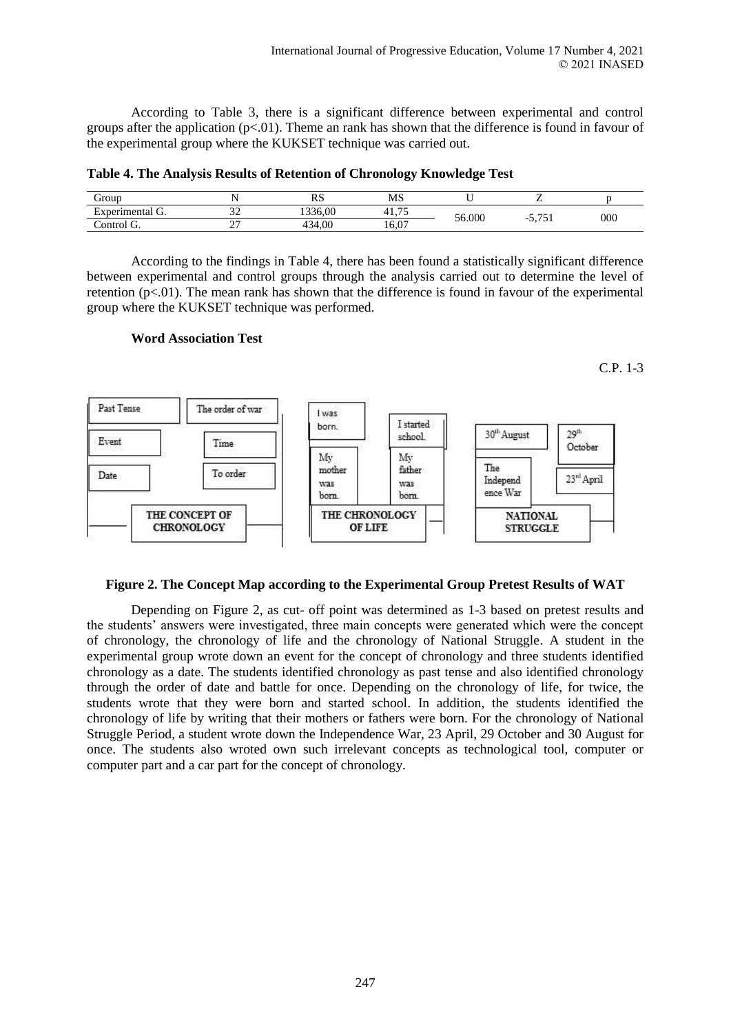According to Table 3, there is a significant difference between experimental and control groups after the application ($p<.01$). Theme an rank has shown that the difference is found in favour of the experimental group where the KUKSET technique was carried out.

**Table 4. The Analysis Results of Retention of Chronology Knowledge Test**

| Group | N | RS | MS | U | Z | p |
|---|---|---|---|---|---|---|
| Experimental G. | 32 | 1336,00 | 41,75 | 56.000 | -5,751 | 000 |
| Control G. | 27 | 434,00 | 16,07 | | | |

According to the findings in Table 4, there has been found a statistically significant difference between experimental and control groups through the analysis carried out to determine the level of retention ($p<.01$). The mean rank has shown that the difference is found in favour of the experimental group where the KUKSET technique was performed.

**Word Association Test**

C.P. 1-3

Past Tense
The order of war
Event
Time
Date
To order
THE CONCEPT OF CHRONOLOGY

I was born.
I started school.
My mother was born.
My father was born.
THE CHRONOLOGY OF LIFE

30th August
29th October
The Independence War
23rd April
NATIONAL STRUGGLE

**Figure 2. The Concept Map according to the Experimental Group Pretest Results of WAT**

Depending on Figure 2, as cut- off point was determined as 1-3 based on pretest results and the students' answers were investigated, three main concepts were generated which were the concept of chronology, the chronology of life and the chronology of National Struggle. A student in the experimental group wrote down an event for the concept of chronology and three students identified chronology as a date. The students identified chronology as past tense and also identified chronology through the order of date and battle for once. Depending on the chronology of life, for twice, the students wrote that they were born and started school. In addition, the students identified the chronology of life by writing that their mothers or fathers were born. For the chronology of National Struggle Period, a student wrote down the Independence War, 23 April, 29 October and 30 August for once. The students also wroted own such irrelevant concepts as technological tool, computer or computer part and a car part for the concept of chronology.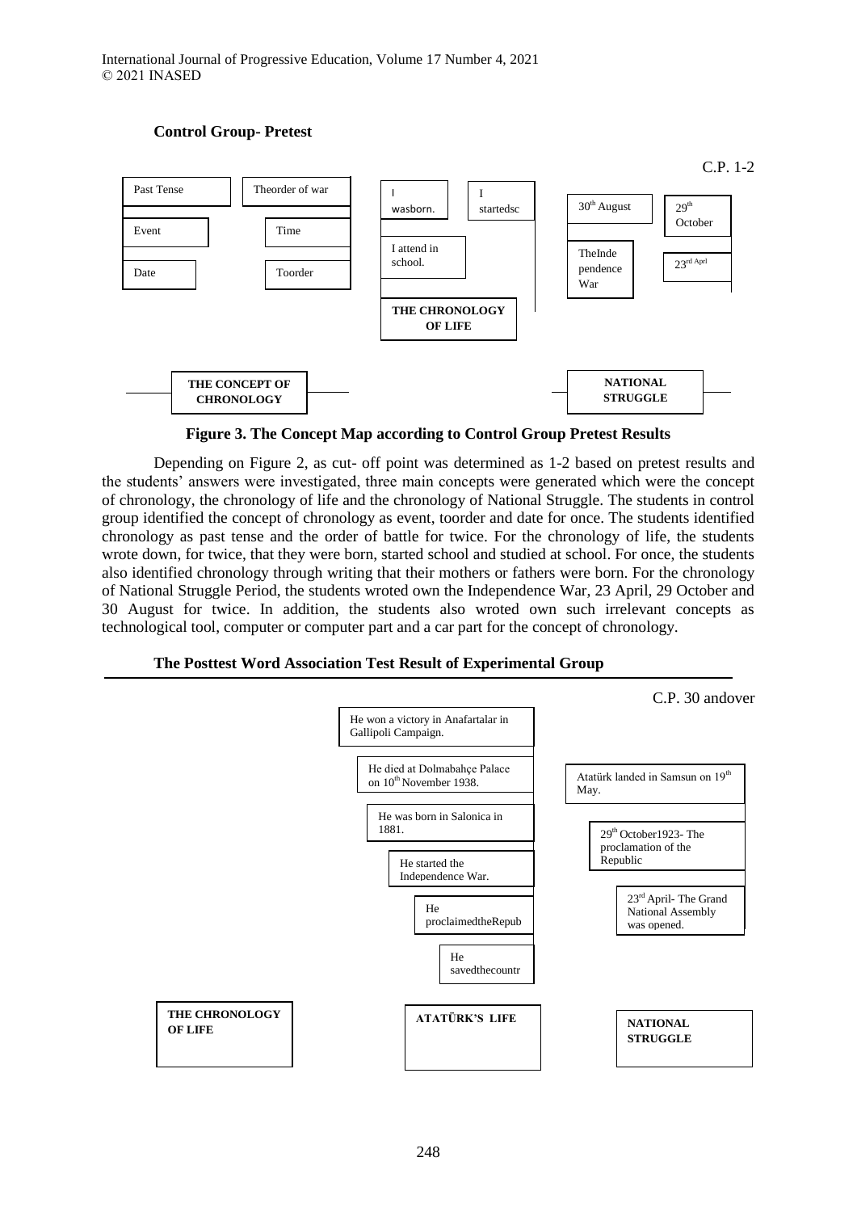**Control Group- Pretest**

C.P. 1-2

Past Tense

Theorder of war

Event

Time

Date

Toorder

I wasborn.

I startedsc

I attend in school.

THE CHRONOLOGY OF LIFE

30th August

29th October

TheIndependence War

23rd Aprl

THE CONCEPT OF CHRONOLOGY

NATIONAL STRUGGLE

**Figure 3. The Concept Map according to Control Group Pretest Results**

Depending on Figure 2, as cut- off point was determined as 1-2 based on pretest results and the students' answers were investigated, three main concepts were generated which were the concept of chronology, the chronology of life and the chronology of National Struggle. The students in control group identified the concept of chronology as event, toorder and date for once. The students identified chronology as past tense and the order of battle for twice. For the chronology of life, the students wrote down, for twice, that they were born, started school and studied at school. For once, the students also identified chronology through writing that their mothers or fathers were born. For the chronology of National Struggle Period, the students wroted own the Independence War, 23 April, 29 October and 30 August for twice. In addition, the students also wroted own such irrelevant concepts as technological tool, computer or computer part and a car part for the concept of chronology.

**The Posttest Word Association Test Result of Experimental Group**

C.P. 30 andover

He won a victory in Anafartalar in Gallipoli Campaign.

He died at Dolmabahçe Palace on 10th November 1938.

He was born in Salonica in 1881.

He started the Independence War.

He proclaimedtheRepub

He savedthecountr

Atatürk landed in Samsun on 19th May.

29th October1923- The proclamation of the Republic

23rd April- The Grand National Assembly was opened.

THE CHRONOLOGY OF LIFE

ATATÜRK'S LIFE

NATIONAL STRUGGLE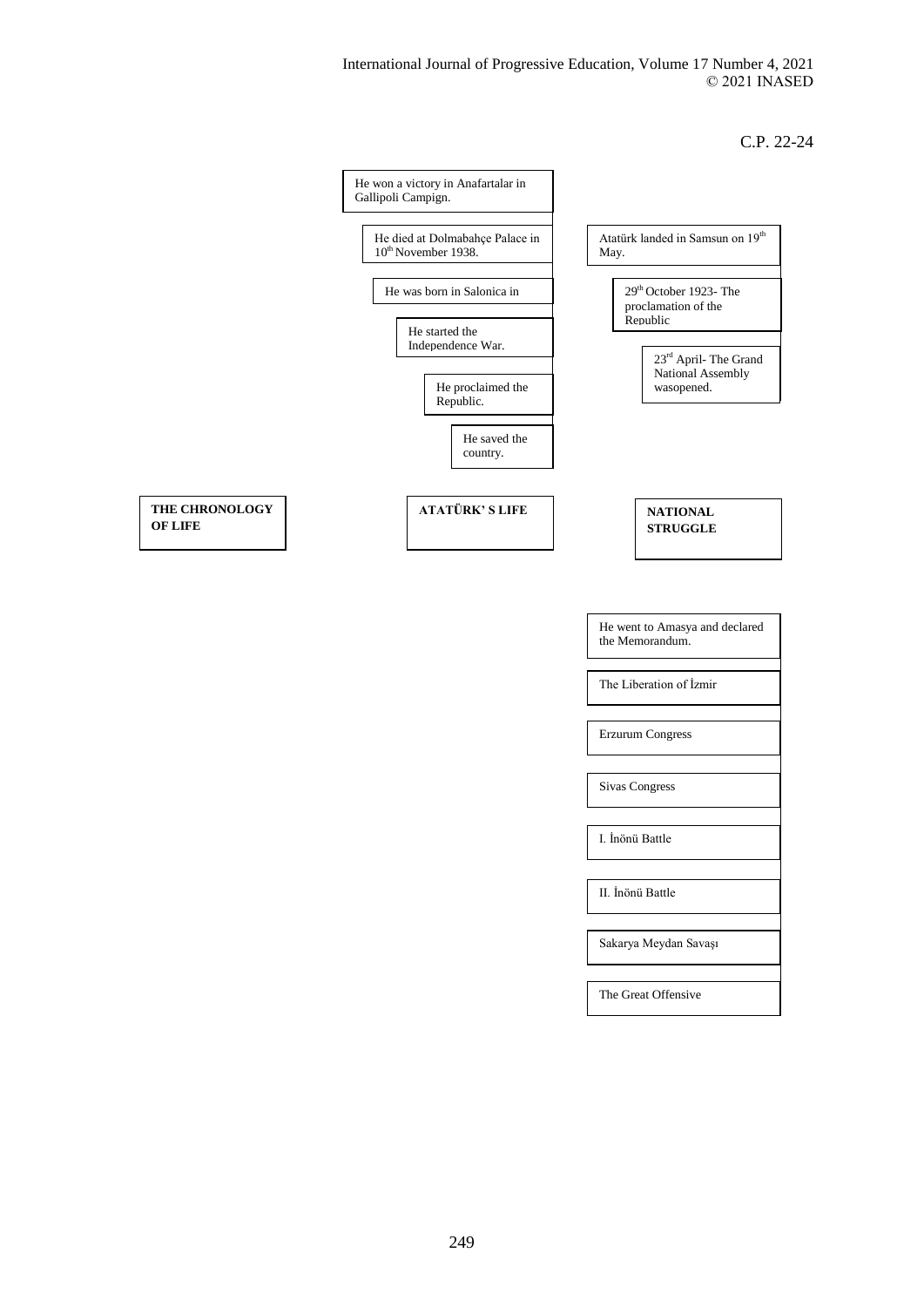C.P. 22-24

He won a victory in Anafartalar in Gallipoli Campign.

He died at Dolmabahçe Palace in 10th November 1938.

He was born in Salonica in

He started the Independence War.

He proclaimed the Republic.

He saved the country.

Atatürk landed in Samsun on 19th May.

29th October 1923- The proclamation of the Republic

23rd April- The Grand National Assembly wasopened.

**THE CHRONOLOGY OF LIFE**

**ATATÜRK' S LIFE**

**NATIONAL STRUGGLE**

He went to Amasya and declared the Memorandum.

The Liberation of İzmir

Erzurum Congress

Sivas Congress

I. İnönü Battle

II. İnönü Battle

Sakarya Meydan Savaşı

The Great Offensive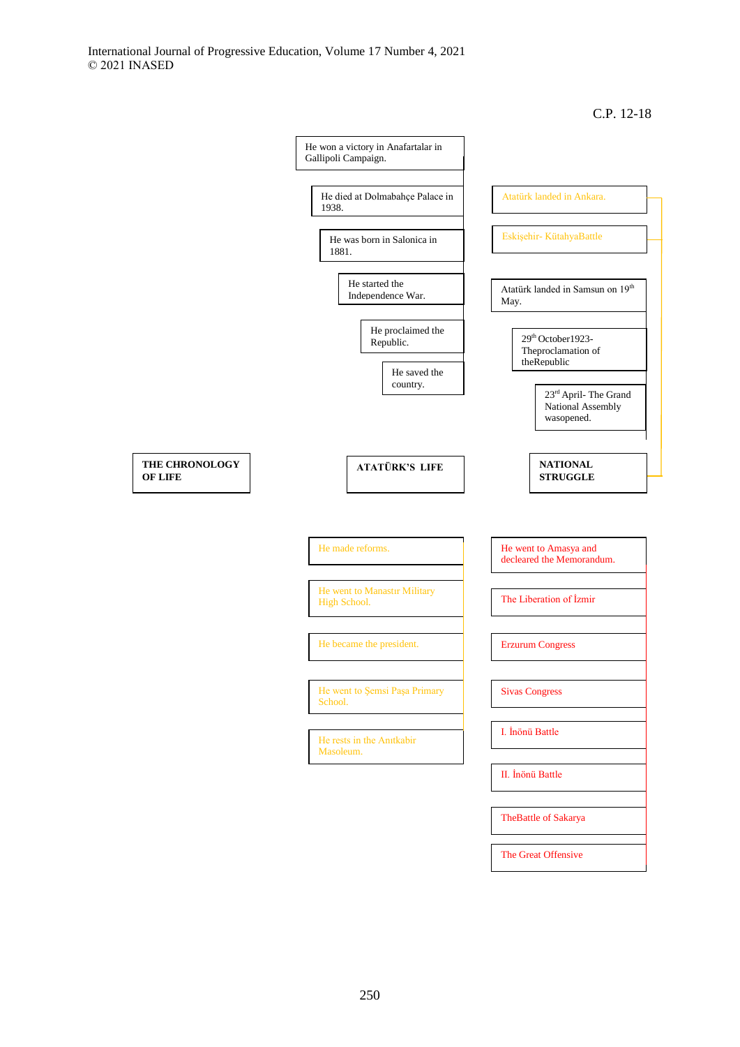C.P. 12-18

He won a victory in Anafartalar in Gallipoli Campaign.

He died at Dolmabahçe Palace in 1938.

He was born in Salonica in 1881.

He started the Independence War.

He proclaimed the Republic.

He saved the country.

Atatürk landed in Ankara.

Eskişehir- KütahyaBattle

Atatürk landed in Samsun on 19th May.

29th October1923- Theproclamation of theRepublic

23rd April- The Grand National Assembly wasopened.

**THE CHRONOLOGY OF LIFE**

**ATATÜRK'S LIFE**

**NATIONAL STRUGGLE**

He made reforms.

He went to Manastır Military High School.

He became the president.

He went to Şemsi Paşa Primary School.

He rests in the Anıtkabir Masoleum.

He went to Amasya and decleared the Memorandum.

The Liberation of İzmir

Erzurum Congress

Sivas Congress

I. İnönü Battle

II. İnönü Battle

TheBattle of Sakarya

The Great Offensive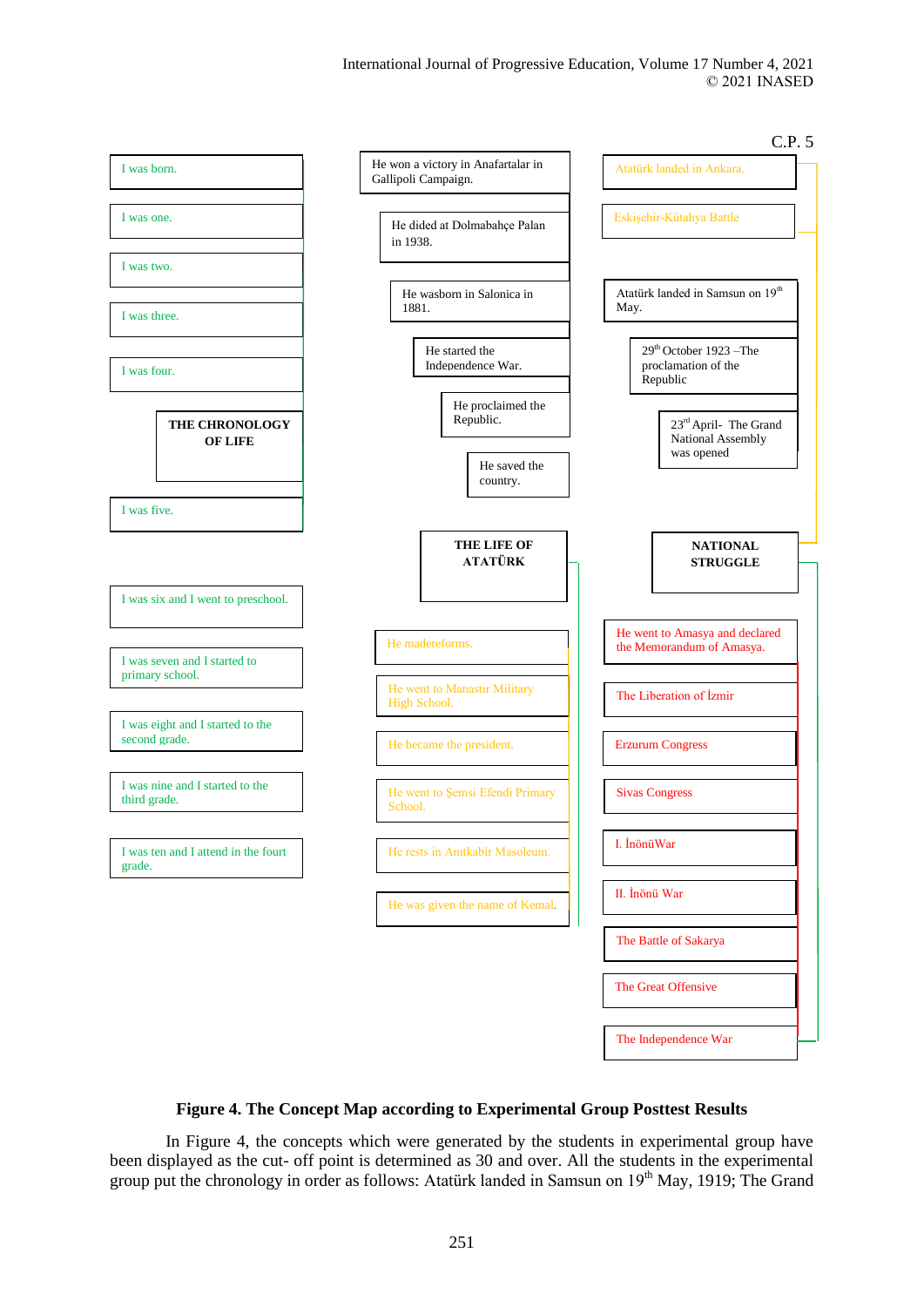C.P. 5

I was born.

I was one.

I was two.

I was three.

I was four.

**THE CHRONOLOGY OF LIFE**

I was five.

I was six and I went to preschool.

I was seven and I started to primary school.

I was eight and I started to the second grade.

I was nine and I started to the third grade.

I was ten and I attend in the fourt grade.

He won a victory in Anafartalar in Gallipoli Campaign.

He dided at Dolmabahçe Palan in 1938.

He wasborn in Salonica in 1881.

He started the Independence War.

He proclaimed the Republic.

He saved the country.

**THE LIFE OF ATATÜRK**

He madereforms.

He went to Manastır Military High School.

He became the president.

He went to Şemsi Efendi Primary School.

He rests in Anıtkabir Masoleum.

He was given the name of Kemal.

Atatürk landed in Ankara.

Eskişehir-Kütahya Battle

Atatürk landed in Samsun on 19th May.

29th October 1923 –The proclamation of the Republic

23rd April- The Grand National Assembly was opened

**NATIONAL STRUGGLE**

He went to Amasya and declared the Memorandum of Amasya.

The Liberation of İzmir

Erzurum Congress

Sivas Congress

I. İnönüWar

II. İnönü War

The Battle of Sakarya

The Great Offensive

The Independence War

**Figure 4. The Concept Map according to Experimental Group Posttest Results**

In Figure 4, the concepts which were generated by the students in experimental group have been displayed as the cut- off point is determined as 30 and over. All the students in the experimental group put the chronology in order as follows: Atatürk landed in Samsun on 19th May, 1919; The Grand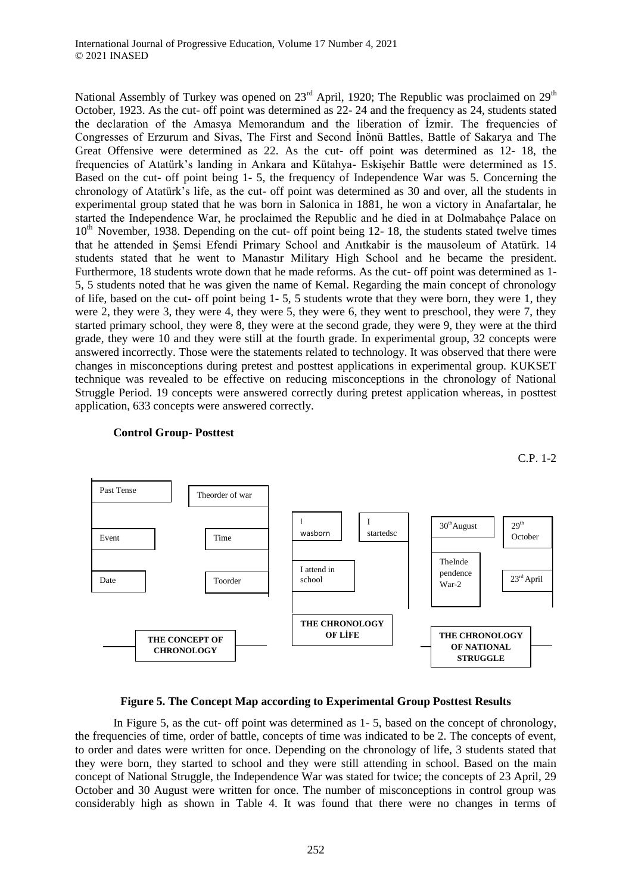National Assembly of Turkey was opened on 23rd April, 1920; The Republic was proclaimed on 29th October, 1923. As the cut- off point was determined as 22- 24 and the frequency as 24, students stated the declaration of the Amasya Memorandum and the liberation of İzmir. The frequencies of Congresses of Erzurum and Sivas, The First and Second İnönü Battles, Battle of Sakarya and The Great Offensive were determined as 22. As the cut- off point was determined as 12- 18, the frequencies of Atatürk's landing in Ankara and Kütahya- Eskişehir Battle were determined as 15. Based on the cut- off point being 1- 5, the frequency of Independence War was 5. Concerning the chronology of Atatürk's life, as the cut- off point was determined as 30 and over, all the students in experimental group stated that he was born in Salonica in 1881, he won a victory in Anafartalar, he started the Independence War, he proclaimed the Republic and he died in at Dolmabahçe Palace on 10th November, 1938. Depending on the cut- off point being 12- 18, the students stated twelve times that he attended in Şemsi Efendi Primary School and Anıtkabir is the mausoleum of Atatürk. 14 students stated that he went to Manastır Military High School and he became the president. Furthermore, 18 students wrote down that he made reforms. As the cut- off point was determined as 1- 5, 5 students noted that he was given the name of Kemal. Regarding the main concept of chronology of life, based on the cut- off point being 1- 5, 5 students wrote that they were born, they were 1, they were 2, they were 3, they were 4, they were 5, they were 6, they went to preschool, they were 7, they started primary school, they were 8, they were at the second grade, they were 9, they were at the third grade, they were 10 and they were still at the fourth grade. In experimental group, 32 concepts were answered incorrectly. Those were the statements related to technology. It was observed that there were changes in misconceptions during pretest and posttest applications in experimental group. KUKSET technique was revealed to be effective on reducing misconceptions in the chronology of National Struggle Period. 19 concepts were answered correctly during pretest application whereas, in posttest application, 633 concepts were answered correctly.

**Control Group- Posttest**

C.P. 1-2

Past Tense

Theorder of war

Event

Time

Date

Toorder

THE CONCEPT OF CHRONOLOGY

I wasborn

I startedsc

I attend in school

THE CHRONOLOGY OF LİFE

30thAugust

29th October

TheInde pendence War-2

23rd April

THE CHRONOLOGY OF NATIONAL STRUGGLE

**Figure 5. The Concept Map according to Experimental Group Posttest Results**

In Figure 5, as the cut- off point was determined as 1- 5, based on the concept of chronology, the frequencies of time, order of battle, concepts of time was indicated to be 2. The concepts of event, to order and dates were written for once. Depending on the chronology of life, 3 students stated that they were born, they started to school and they were still attending in school. Based on the main concept of National Struggle, the Independence War was stated for twice; the concepts of 23 April, 29 October and 30 August were written for once. The number of misconceptions in control group was considerably high as shown in Table 4. It was found that there were no changes in terms of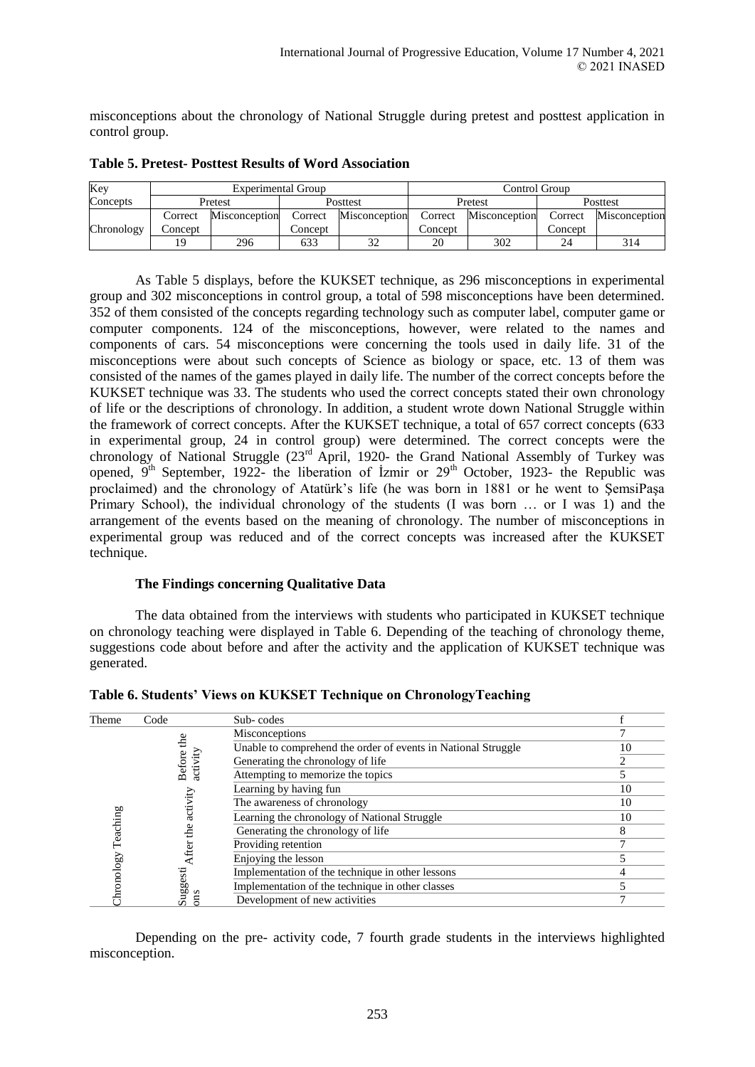misconceptions about the chronology of National Struggle during pretest and posttest application in control group.

**Table 5. Pretest- Posttest Results of Word Association**

| Key Concepts | Experimental Group | | | | Control Group | | | |
|---|---|---|---|---|---|---|---|---|
| | Pretest | | Posttest | | Pretest | | Posttest | |
| Chronology | Correct Concept | Misconception | Correct Concept | Misconception | Correct Concept | Misconception | Correct Concept | Misconception |
| | 19 | 296 | 633 | 32 | 20 | 302 | 24 | 314 |

As Table 5 displays, before the KUKSET technique, as 296 misconceptions in experimental group and 302 misconceptions in control group, a total of 598 misconceptions have been determined. 352 of them consisted of the concepts regarding technology such as computer label, computer game or computer components. 124 of the misconceptions, however, were related to the names and components of cars. 54 misconceptions were concerning the tools used in daily life. 31 of the misconceptions were about such concepts of Science as biology or space, etc. 13 of them was consisted of the names of the games played in daily life. The number of the correct concepts before the KUKSET technique was 33. The students who used the correct concepts stated their own chronology of life or the descriptions of chronology. In addition, a student wrote down National Struggle within the framework of correct concepts. After the KUKSET technique, a total of 657 correct concepts (633 in experimental group, 24 in control group) were determined. The correct concepts were the chronology of National Struggle (23rd April, 1920- the Grand National Assembly of Turkey was opened, 9th September, 1922- the liberation of İzmir or 29th October, 1923- the Republic was proclaimed) and the chronology of Atatürk's life (he was born in 1881 or he went to ŞemsiPaşa Primary School), the individual chronology of the students (I was born … or I was 1) and the arrangement of the events based on the meaning of chronology. The number of misconceptions in experimental group was reduced and of the correct concepts was increased after the KUKSET technique.

### The Findings concerning Qualitative Data

The data obtained from the interviews with students who participated in KUKSET technique on chronology teaching were displayed in Table 6. Depending of the teaching of chronology theme, suggestions code about before and after the activity and the application of KUKSET technique was generated.

**Table 6. Students' Views on KUKSET Technique on ChronologyTeaching**

| Theme | Code | Sub- codes | f |
|---|---|---|---|
| Chronology Teaching | Before the activity | Misconceptions | 7 |
| | | Unable to comprehend the order of events in National Struggle | 10 |
| | | Generating the chronology of life | 2 |
| | | Attempting to memorize the topics | 5 |
| | After the activity | Learning by having fun | 10 |
| | | The awareness of chronology | 10 |
| | | Learning the chronology of National Struggle | 10 |
| | | Generating the chronology of life | 8 |
| | | Providing retention | 7 |
| | | Enjoying the lesson | 5 |
| | Suggestions | Implementation of the technique in other lessons | 4 |
| | | Implementation of the technique in other classes | 5 |
| | | Development of new activities | 7 |

Depending on the pre- activity code, 7 fourth grade students in the interviews highlighted misconception.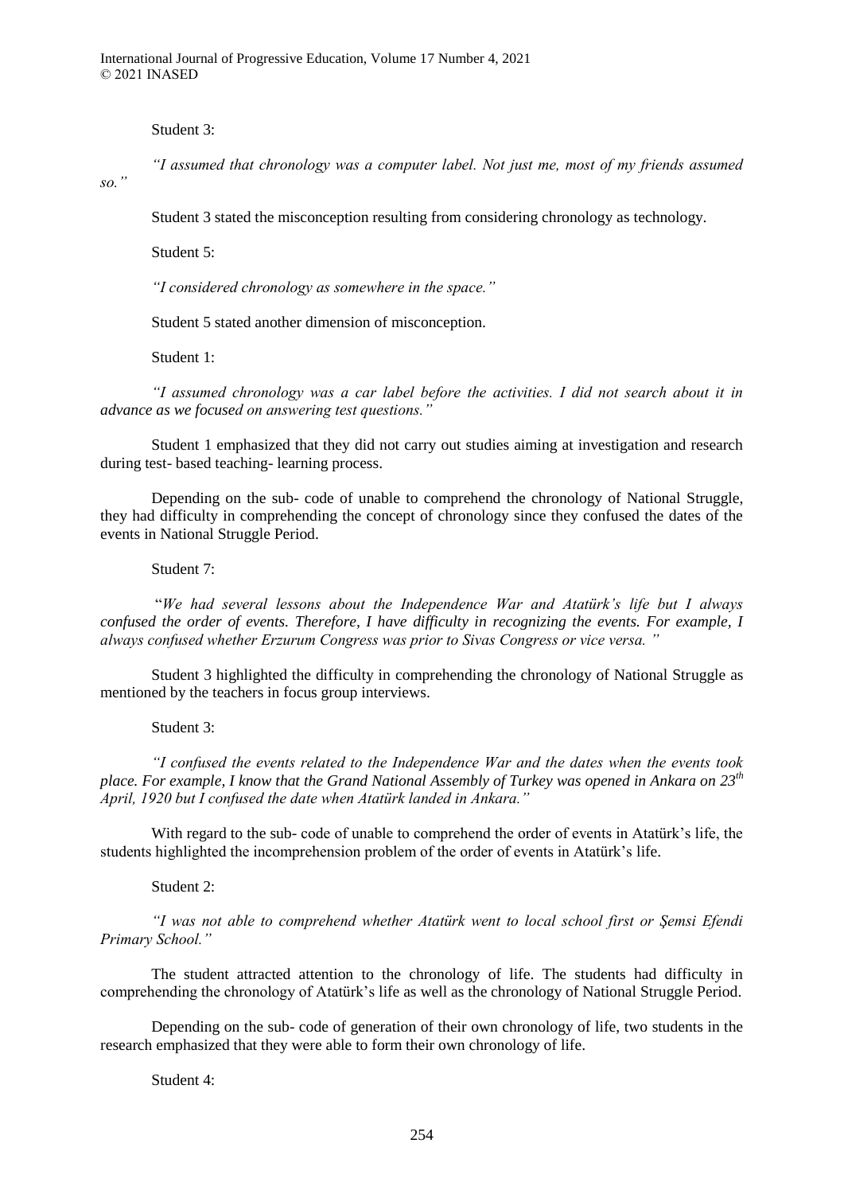Student 3:

*"I assumed that chronology was a computer label. Not just me, most of my friends assumed so."*

Student 3 stated the misconception resulting from considering chronology as technology.

Student 5:

*"I considered chronology as somewhere in the space."*

Student 5 stated another dimension of misconception.

Student 1:

*"I assumed chronology was a car label before the activities. I did not search about it in advance as we focused on answering test questions."*

Student 1 emphasized that they did not carry out studies aiming at investigation and research during test- based teaching- learning process.

Depending on the sub- code of unable to comprehend the chronology of National Struggle, they had difficulty in comprehending the concept of chronology since they confused the dates of the events in National Struggle Period.

Student 7:

"*We had several lessons about the Independence War and Atatürk's life but I always confused the order of events. Therefore, I have difficulty in recognizing the events. For example, I always confused whether Erzurum Congress was prior to Sivas Congress or vice versa.* "

Student 3 highlighted the difficulty in comprehending the chronology of National Struggle as mentioned by the teachers in focus group interviews.

Student 3:

*"I confused the events related to the Independence War and the dates when the events took place. For example, I know that the Grand National Assembly of Turkey was opened in Ankara on 23th April, 1920 but I confused the date when Atatürk landed in Ankara."*

With regard to the sub- code of unable to comprehend the order of events in Atatürk's life, the students highlighted the incomprehension problem of the order of events in Atatürk's life.

Student 2:

*"I was not able to comprehend whether Atatürk went to local school first or Şemsi Efendi Primary School."*

The student attracted attention to the chronology of life. The students had difficulty in comprehending the chronology of Atatürk's life as well as the chronology of National Struggle Period.

Depending on the sub- code of generation of their own chronology of life, two students in the research emphasized that they were able to form their own chronology of life.

Student 4: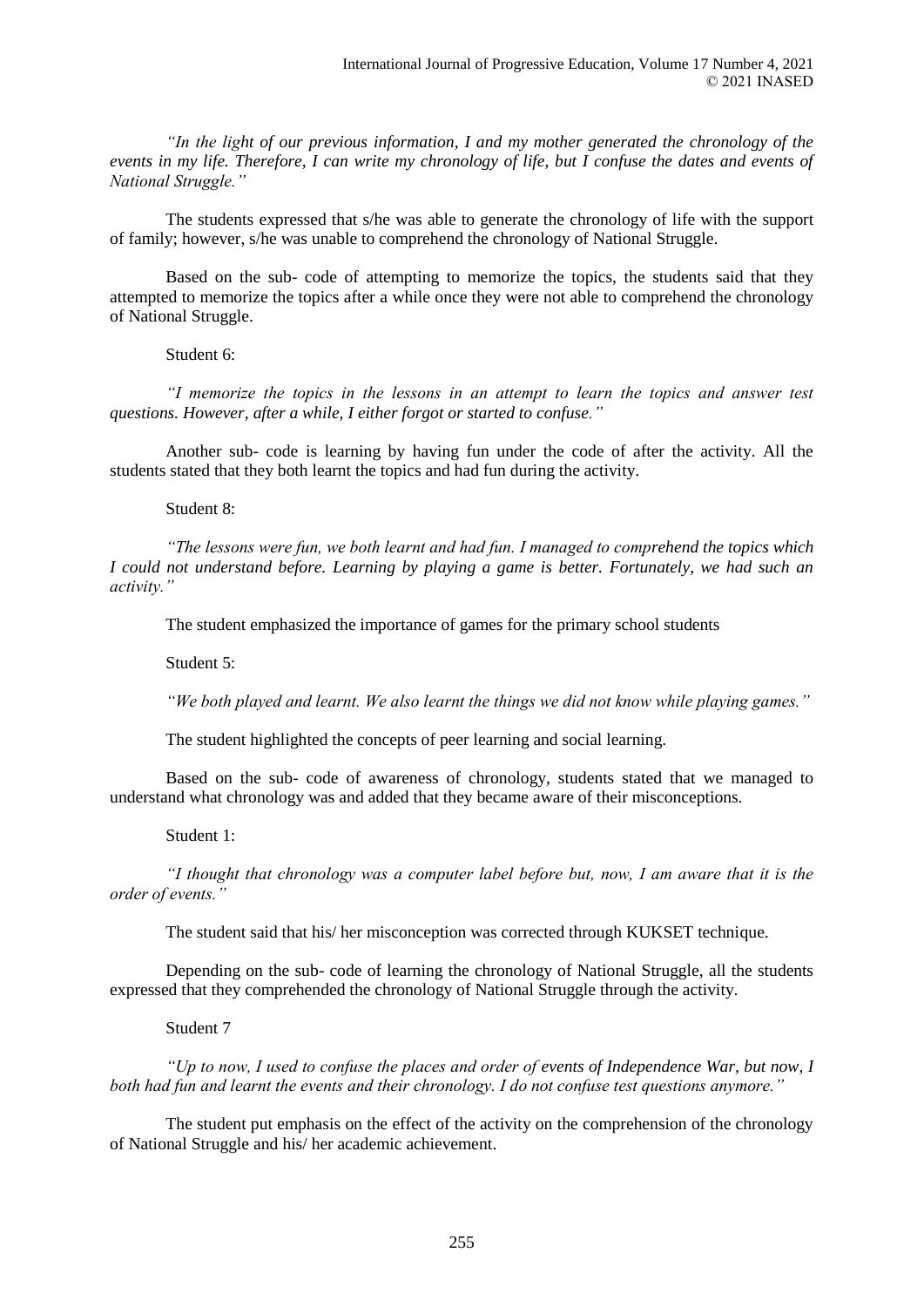*"In the light of our previous information, I and my mother generated the chronology of the events in my life. Therefore, I can write my chronology of life, but I confuse the dates and events of National Struggle."*

The students expressed that s/he was able to generate the chronology of life with the support of family; however, s/he was unable to comprehend the chronology of National Struggle.

Based on the sub- code of attempting to memorize the topics, the students said that they attempted to memorize the topics after a while once they were not able to comprehend the chronology of National Struggle.

Student 6:

*"I memorize the topics in the lessons in an attempt to learn the topics and answer test questions. However, after a while, I either forgot or started to confuse."*

Another sub- code is learning by having fun under the code of after the activity. All the students stated that they both learnt the topics and had fun during the activity.

Student 8:

*"The lessons were fun, we both learnt and had fun. I managed to comprehend the topics which I could not understand before. Learning by playing a game is better. Fortunately, we had such an activity."*

The student emphasized the importance of games for the primary school students

Student 5:

*"We both played and learnt. We also learnt the things we did not know while playing games."*

The student highlighted the concepts of peer learning and social learning.

Based on the sub- code of awareness of chronology, students stated that we managed to understand what chronology was and added that they became aware of their misconceptions.

Student 1:

*"I thought that chronology was a computer label before but, now, I am aware that it is the order of events."*

The student said that his/ her misconception was corrected through KUKSET technique.

Depending on the sub- code of learning the chronology of National Struggle, all the students expressed that they comprehended the chronology of National Struggle through the activity.

Student 7

*"Up to now, I used to confuse the places and order of events of Independence War, but now, I both had fun and learnt the events and their chronology. I do not confuse test questions anymore."*

The student put emphasis on the effect of the activity on the comprehension of the chronology of National Struggle and his/ her academic achievement.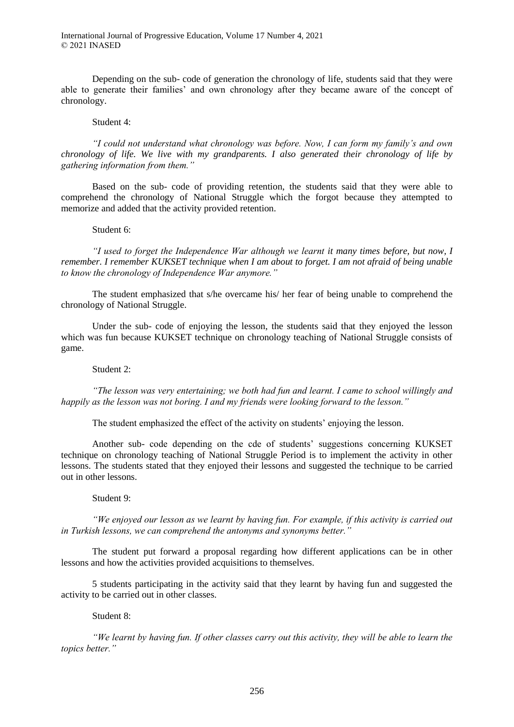Depending on the sub- code of generation the chronology of life, students said that they were able to generate their families' and own chronology after they became aware of the concept of chronology.

Student 4:

*"I could not understand what chronology was before. Now, I can form my family's and own chronology of life. We live with my grandparents. I also generated their chronology of life by gathering information from them."*

Based on the sub- code of providing retention, the students said that they were able to comprehend the chronology of National Struggle which the forgot because they attempted to memorize and added that the activity provided retention.

Student 6:

*"I used to forget the Independence War although we learnt it many times before, but now, I remember. I remember KUKSET technique when I am about to forget. I am not afraid of being unable to know the chronology of Independence War anymore."*

The student emphasized that s/he overcame his/ her fear of being unable to comprehend the chronology of National Struggle.

Under the sub- code of enjoying the lesson, the students said that they enjoyed the lesson which was fun because KUKSET technique on chronology teaching of National Struggle consists of game.

Student 2:

*"The lesson was very entertaining; we both had fun and learnt. I came to school willingly and happily as the lesson was not boring. I and my friends were looking forward to the lesson."*

The student emphasized the effect of the activity on students' enjoying the lesson.

Another sub- code depending on the cde of students' suggestions concerning KUKSET technique on chronology teaching of National Struggle Period is to implement the activity in other lessons. The students stated that they enjoyed their lessons and suggested the technique to be carried out in other lessons.

Student 9:

*"We enjoyed our lesson as we learnt by having fun. For example, if this activity is carried out in Turkish lessons, we can comprehend the antonyms and synonyms better."*

The student put forward a proposal regarding how different applications can be in other lessons and how the activities provided acquisitions to themselves.

5 students participating in the activity said that they learnt by having fun and suggested the activity to be carried out in other classes.

Student 8:

*"We learnt by having fun. If other classes carry out this activity, they will be able to learn the topics better."*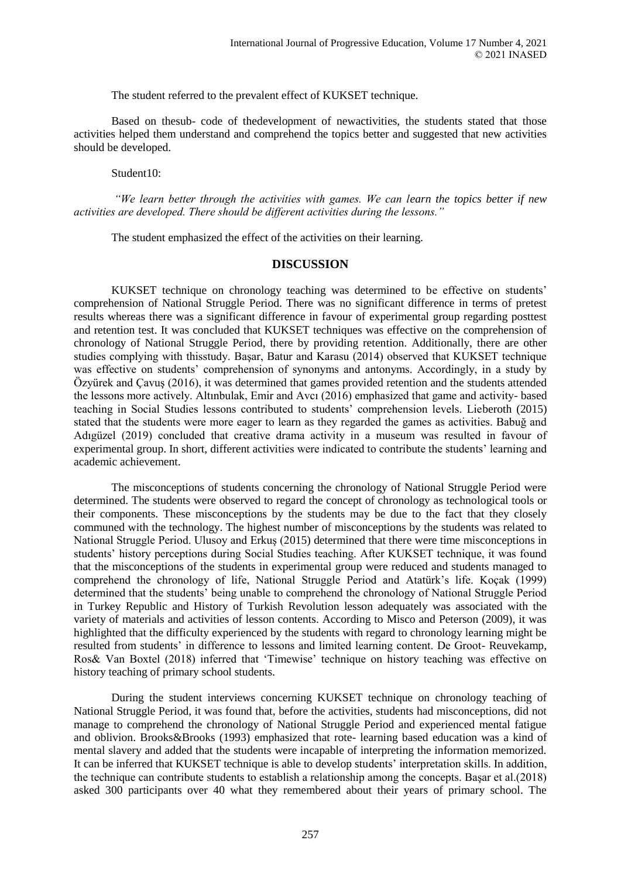The student referred to the prevalent effect of KUKSET technique.

Based on thesub- code of thedevelopment of newactivities, the students stated that those activities helped them understand and comprehend the topics better and suggested that new activities should be developed.

Student10:

*"We learn better through the activities with games. We can learn the topics better if new activities are developed. There should be different activities during the lessons."*

The student emphasized the effect of the activities on their learning.

## DISCUSSION

KUKSET technique on chronology teaching was determined to be effective on students' comprehension of National Struggle Period. There was no significant difference in terms of pretest results whereas there was a significant difference in favour of experimental group regarding posttest and retention test. It was concluded that KUKSET techniques was effective on the comprehension of chronology of National Struggle Period, there by providing retention. Additionally, there are other studies complying with thisstudy. Başar, Batur and Karasu (2014) observed that KUKSET technique was effective on students' comprehension of synonyms and antonyms. Accordingly, in a study by Özyürek and Çavuş (2016), it was determined that games provided retention and the students attended the lessons more actively. Altınbulak, Emir and Avcı (2016) emphasized that game and activity- based teaching in Social Studies lessons contributed to students' comprehension levels. Lieberoth (2015) stated that the students were more eager to learn as they regarded the games as activities. Babuğ and Adıgüzel (2019) concluded that creative drama activity in a museum was resulted in favour of experimental group. In short, different activities were indicated to contribute the students' learning and academic achievement.

The misconceptions of students concerning the chronology of National Struggle Period were determined. The students were observed to regard the concept of chronology as technological tools or their components. These misconceptions by the students may be due to the fact that they closely communed with the technology. The highest number of misconceptions by the students was related to National Struggle Period. Ulusoy and Erkuş (2015) determined that there were time misconceptions in students' history perceptions during Social Studies teaching. After KUKSET technique, it was found that the misconceptions of the students in experimental group were reduced and students managed to comprehend the chronology of life, National Struggle Period and Atatürk's life. Koçak (1999) determined that the students' being unable to comprehend the chronology of National Struggle Period in Turkey Republic and History of Turkish Revolution lesson adequately was associated with the variety of materials and activities of lesson contents. According to Misco and Peterson (2009), it was highlighted that the difficulty experienced by the students with regard to chronology learning might be resulted from students' in difference to lessons and limited learning content. De Groot- Reuvekamp, Ros& Van Boxtel (2018) inferred that 'Timewise' technique on history teaching was effective on history teaching of primary school students.

During the student interviews concerning KUKSET technique on chronology teaching of National Struggle Period, it was found that, before the activities, students had misconceptions, did not manage to comprehend the chronology of National Struggle Period and experienced mental fatigue and oblivion. Brooks&Brooks (1993) emphasized that rote- learning based education was a kind of mental slavery and added that the students were incapable of interpreting the information memorized. It can be inferred that KUKSET technique is able to develop students' interpretation skills. In addition, the technique can contribute students to establish a relationship among the concepts. Başar et al.(2018) asked 300 participants over 40 what they remembered about their years of primary school. The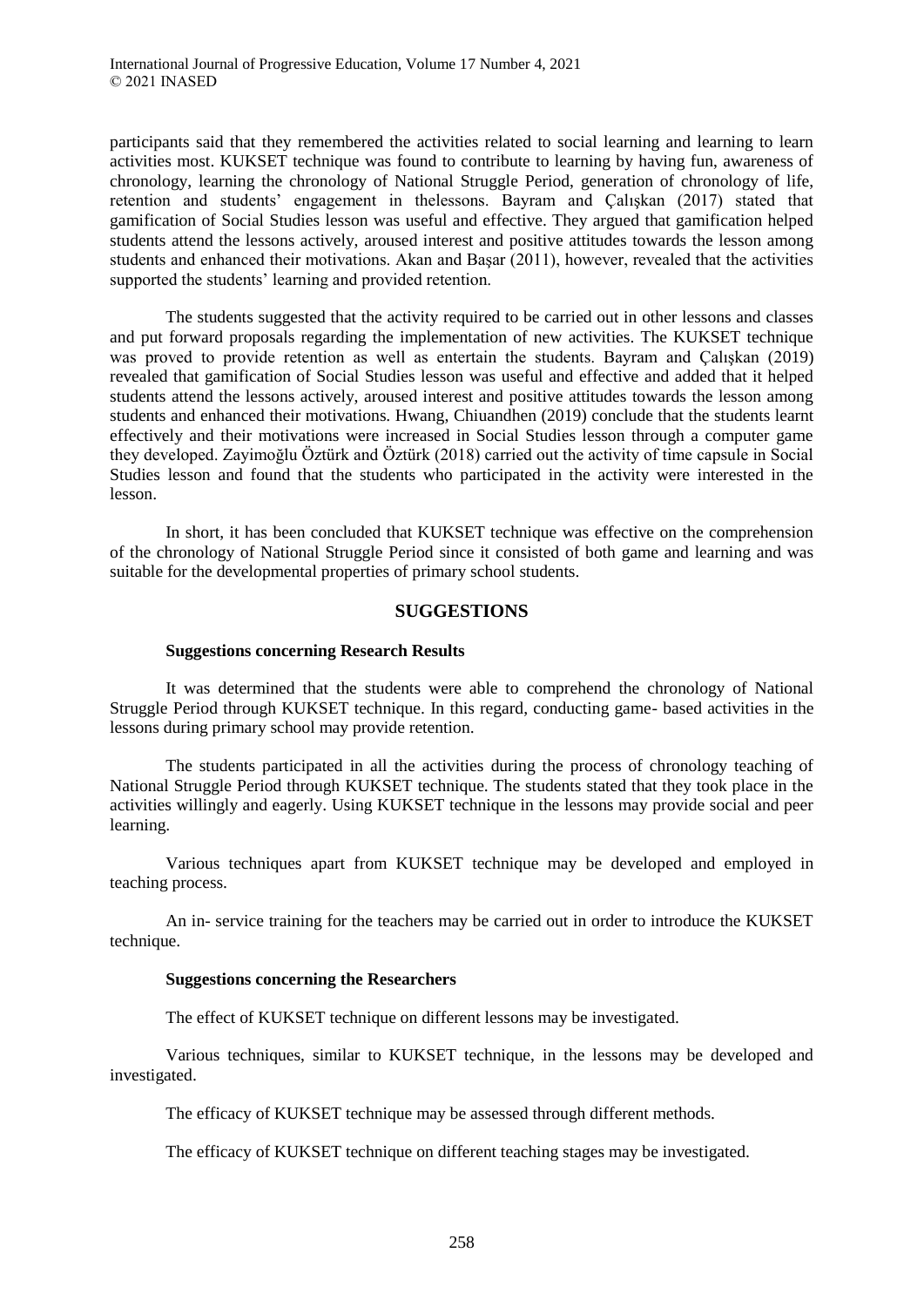participants said that they remembered the activities related to social learning and learning to learn activities most. KUKSET technique was found to contribute to learning by having fun, awareness of chronology, learning the chronology of National Struggle Period, generation of chronology of life, retention and students' engagement in thelessons. Bayram and Çalışkan (2017) stated that gamification of Social Studies lesson was useful and effective. They argued that gamification helped students attend the lessons actively, aroused interest and positive attitudes towards the lesson among students and enhanced their motivations. Akan and Başar (2011), however, revealed that the activities supported the students' learning and provided retention.

The students suggested that the activity required to be carried out in other lessons and classes and put forward proposals regarding the implementation of new activities. The KUKSET technique was proved to provide retention as well as entertain the students. Bayram and Çalışkan (2019) revealed that gamification of Social Studies lesson was useful and effective and added that it helped students attend the lessons actively, aroused interest and positive attitudes towards the lesson among students and enhanced their motivations. Hwang, Chiuandhen (2019) conclude that the students learnt effectively and their motivations were increased in Social Studies lesson through a computer game they developed. Zayimoğlu Öztürk and Öztürk (2018) carried out the activity of time capsule in Social Studies lesson and found that the students who participated in the activity were interested in the lesson.

In short, it has been concluded that KUKSET technique was effective on the comprehension of the chronology of National Struggle Period since it consisted of both game and learning and was suitable for the developmental properties of primary school students.

## SUGGESTIONS

### Suggestions concerning Research Results

It was determined that the students were able to comprehend the chronology of National Struggle Period through KUKSET technique. In this regard, conducting game- based activities in the lessons during primary school may provide retention.

The students participated in all the activities during the process of chronology teaching of National Struggle Period through KUKSET technique. The students stated that they took place in the activities willingly and eagerly. Using KUKSET technique in the lessons may provide social and peer learning.

Various techniques apart from KUKSET technique may be developed and employed in teaching process.

An in- service training for the teachers may be carried out in order to introduce the KUKSET technique.

### Suggestions concerning the Researchers

The effect of KUKSET technique on different lessons may be investigated.

Various techniques, similar to KUKSET technique, in the lessons may be developed and investigated.

The efficacy of KUKSET technique may be assessed through different methods.

The efficacy of KUKSET technique on different teaching stages may be investigated.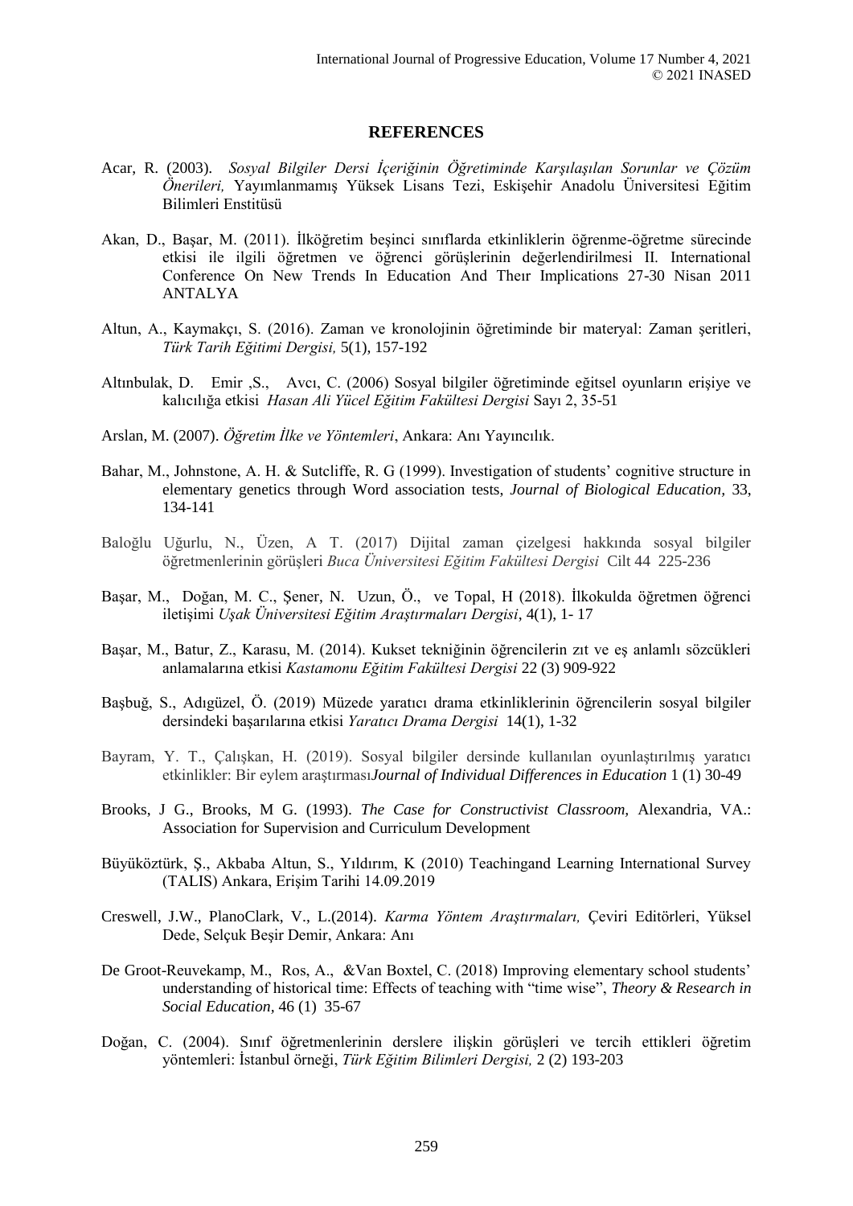## REFERENCES

Acar, R. (2003). *Sosyal Bilgiler Dersi İçeriğinin Öğretiminde Karşılaşılan Sorunlar ve Çözüm Önerileri,* Yayımlanmamış Yüksek Lisans Tezi, Eskişehir Anadolu Üniversitesi Eğitim Bilimleri Enstitüsü

Akan, D., Başar, M. (2011). İlköğretim beşinci sınıflarda etkinliklerin öğrenme-öğretme sürecinde etkisi ile ilgili öğretmen ve öğrenci görüşlerinin değerlendirilmesi II. International Conference On New Trends In Education And Theır Implications 27-30 Nisan 2011 ANTALYA

Altun, A., Kaymakçı, S. (2016). Zaman ve kronolojinin öğretiminde bir materyal: Zaman şeritleri, *Türk Tarih Eğitimi Dergisi,* 5(1), 157-192

Altınbulak, D. Emir ,S., Avcı, C. (2006) Sosyal bilgiler öğretiminde eğitsel oyunların erişiye ve kalıcılığa etkisi *Hasan Ali Yücel Eğitim Fakültesi Dergisi* Sayı 2, 35-51

Arslan, M. (2007). *Öğretim İlke ve Yöntemleri*, Ankara: Anı Yayıncılık.

Bahar, M., Johnstone, A. H. & Sutcliffe, R. G (1999). Investigation of students' cognitive structure in elementary genetics through Word association tests, *Journal of Biological Education,* 33, 134-141

Baloğlu Uğurlu, N., Üzen, A T. (2017) Dijital zaman çizelgesi hakkında sosyal bilgiler öğretmenlerinin görüşleri *Buca Üniversitesi Eğitim Fakültesi Dergisi* Cilt 44 225-236

Başar, M., Doğan, M. C., Şener, N. Uzun, Ö., ve Topal, H (2018). İlkokulda öğretmen öğrenci iletişimi *Uşak Üniversitesi Eğitim Araştırmaları Dergisi*, 4(1), 1- 17

Başar, M., Batur, Z., Karasu, M. (2014). Kukset tekniğinin öğrencilerin zıt ve eş anlamlı sözcükleri anlamalarına etkisi *Kastamonu Eğitim Fakültesi Dergisi* 22 (3) 909-922

Başbuğ, S., Adıgüzel, Ö. (2019) Müzede yaratıcı drama etkinliklerinin öğrencilerin sosyal bilgiler dersindeki başarılarına etkisi *Yaratıcı Drama Dergisi* 14(1), 1-32

Bayram, Y. T., Çalışkan, H. (2019). Sosyal bilgiler dersinde kullanılan oyunlaştırılmış yaratıcı etkinlikler: Bir eylem araştırması*Journal of Individual Differences in Education* 1 (1) 30-49

Brooks, J G., Brooks, M G. (1993). *The Case for Constructivist Classroom,* Alexandria, VA.: Association for Supervision and Curriculum Development

Büyüköztürk, Ş., Akbaba Altun, S., Yıldırım, K (2010) Teachingand Learning International Survey (TALIS) Ankara, Erişim Tarihi 14.09.2019

Creswell, J.W., PlanoClark, V., L.(2014). *Karma Yöntem Araştırmaları,* Çeviri Editörleri, Yüksel Dede, Selçuk Beşir Demir, Ankara: Anı

De Groot-Reuvekamp, M., Ros, A., &Van Boxtel, C. (2018) Improving elementary school students' understanding of historical time: Effects of teaching with "time wise", *Theory & Research in Social Education,* 46 (1) 35-67

Doğan, C. (2004). Sınıf öğretmenlerinin derslere ilişkin görüşleri ve tercih ettikleri öğretim yöntemleri: İstanbul örneği, *Türk Eğitim Bilimleri Dergisi,* 2 (2) 193-203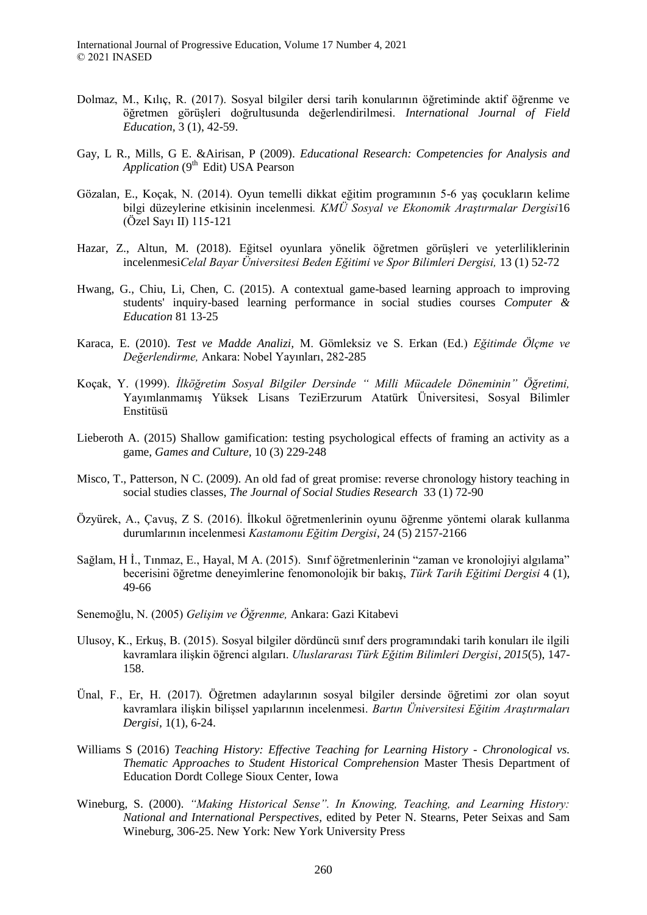Dolmaz, M., Kılıç, R. (2017). Sosyal bilgiler dersi tarih konularının öğretiminde aktif öğrenme ve öğretmen görüşleri doğrultusunda değerlendirilmesi. *International Journal of Field Education*, 3 (1), 42-59.

Gay, L R., Mills, G E. &Airisan, P (2009). *Educational Research: Competencies for Analysis and Application* (9th Edit) USA Pearson

Gözalan, E., Koçak, N. (2014). Oyun temelli dikkat eğitim programının 5-6 yaş çocukların kelime bilgi düzeylerine etkisinin incelenmesi*. KMÜ Sosyal ve Ekonomik Araştırmalar Dergisi*16 (Özel Sayı II) 115-121

Hazar, Z., Altun, M. (2018). Eğitsel oyunlara yönelik öğretmen görüşleri ve yeterliliklerinin incelenmesi*Celal Bayar Üniversitesi Beden Eğitimi ve Spor Bilimleri Dergisi,* 13 (1) 52-72

Hwang, G., Chiu, Li, Chen, C. (2015). A contextual game-based learning approach to improving students' inquiry-based learning performance in social studies courses *Computer & Education* 81 13-25

Karaca, E. (2010). *Test ve Madde Analizi,* M. Gömleksiz ve S. Erkan (Ed.) *Eğitimde Ölçme ve Değerlendirme,* Ankara: Nobel Yayınları, 282-285

Koçak, Y. (1999). *İlköğretim Sosyal Bilgiler Dersinde " Milli Mücadele Döneminin" Öğretimi,* Yayımlanmamış Yüksek Lisans TeziErzurum Atatürk Üniversitesi, Sosyal Bilimler Enstitüsü

Lieberoth A. (2015) Shallow gamification: testing psychological effects of framing an activity as a game, *Games and Culture,* 10 (3) 229-248

Misco, T., Patterson, N C. (2009). An old fad of great promise: reverse chronology history teaching in social studies classes, *The Journal of Social Studies Research* 33 (1) 72-90

Özyürek, A., Çavuş, Z S. (2016). İlkokul öğretmenlerinin oyunu öğrenme yöntemi olarak kullanma durumlarının incelenmesi *Kastamonu Eğitim Dergisi*, 24 (5) 2157-2166

Sağlam, H İ., Tınmaz, E., Hayal, M A. (2015). Sınıf öğretmenlerinin "zaman ve kronolojiyi algılama" becerisini öğretme deneyimlerine fenomonolojik bir bakış, *Türk Tarih Eğitimi Dergisi* 4 (1), 49-66

Senemoğlu, N. (2005) *Gelişim ve Öğrenme,* Ankara: Gazi Kitabevi

Ulusoy, K., Erkuş, B. (2015). Sosyal bilgiler dördüncü sınıf ders programındaki tarih konuları ile ilgili kavramlara ilişkin öğrenci algıları. *Uluslararası Türk Eğitim Bilimleri Dergisi*, *2015*(5), 147-158.

Ünal, F., Er, H. (2017). Öğretmen adaylarının sosyal bilgiler dersinde öğretimi zor olan soyut kavramlara ilişkin bilişsel yapılarının incelenmesi. *Bartın Üniversitesi Eğitim Araştırmaları Dergisi*, 1(1), 6-24.

Williams S (2016) *Teaching History: Effective Teaching for Learning History - Chronological vs. Thematic Approaches to Student Historical Comprehension* Master Thesis Department of Education Dordt College Sioux Center, Iowa

Wineburg, S. (2000). *"Making Historical Sense". In Knowing, Teaching, and Learning History: National and International Perspectives,* edited by Peter N. Stearns, Peter Seixas and Sam Wineburg, 306-25. New York: New York University Press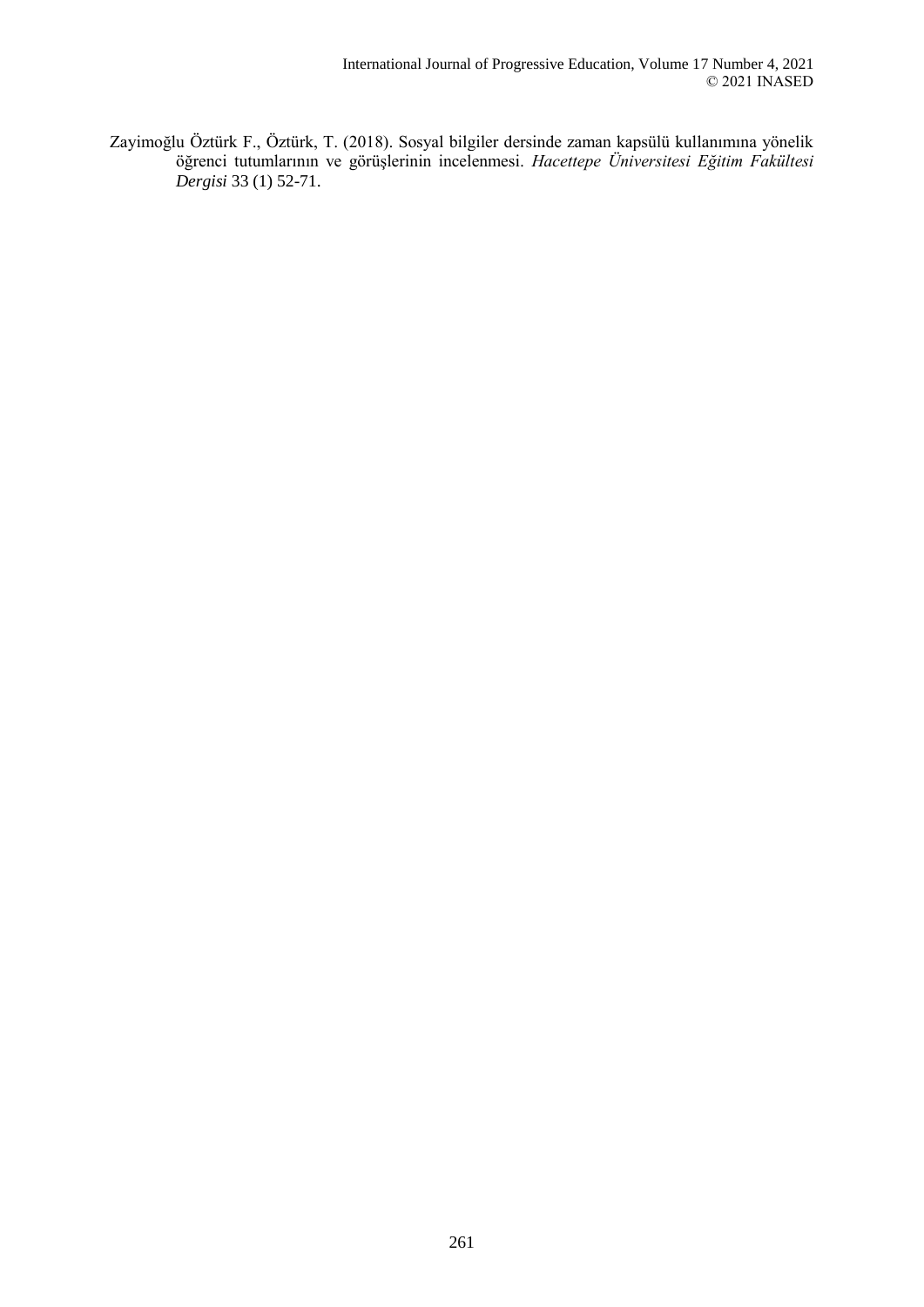Zayimoğlu Öztürk F., Öztürk, T. (2018). Sosyal bilgiler dersinde zaman kapsülü kullanımına yönelik öğrenci tutumlarının ve görüşlerinin incelenmesi. *Hacettepe Üniversitesi Eğitim Fakültesi Dergisi* 33 (1) 52-71.